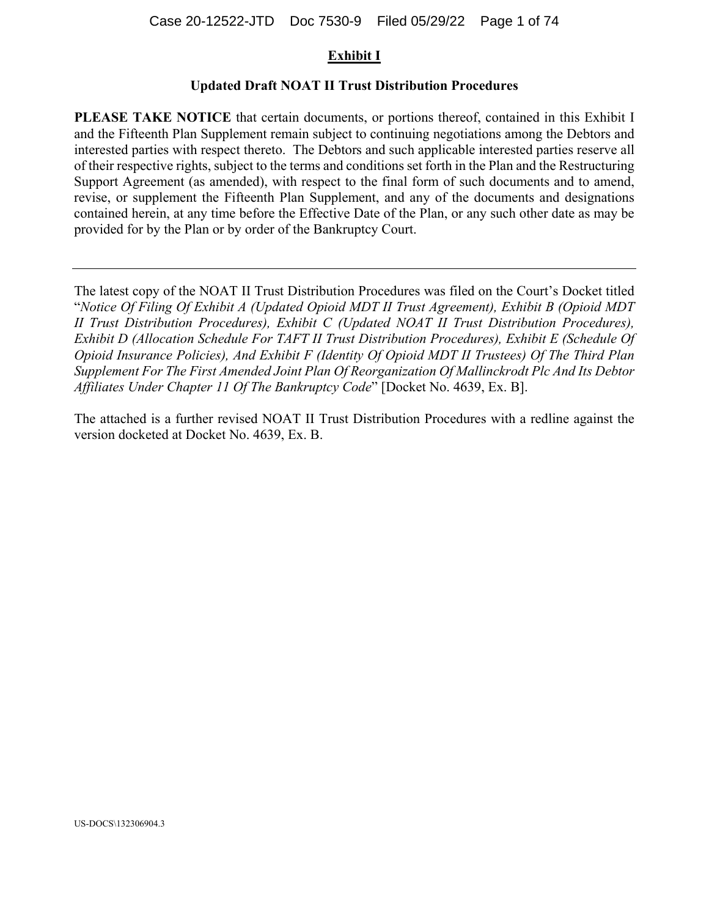# Exhibit I

## Updated Draft NOAT II Trust Distribution Procedures

**PLEASE TAKE NOTICE** that certain documents, or portions thereof, contained in this Exhibit I and the Fifteenth Plan Supplement remain subject to continuing negotiations among the Debtors and interested parties with respect thereto. The Debtors and such applicable interested parties reserve all of their respective rights, subject to the terms and conditions set forth in the Plan and the Restructuring Support Agreement (as amended), with respect to the final form of such documents and to amend, revise, or supplement the Fifteenth Plan Supplement, and any of the documents and designations contained herein, at any time before the Effective Date of the Plan, or any such other date as may be provided for by the Plan or by order of the Bankruptcy Court.

---

The latest copy of the NOAT II Trust Distribution Procedures was filed on the Court's Docket titled "*Notice Of Filing Of Exhibit A (Updated Opioid MDT II Trust Agreement), Exhibit B (Opioid MDT II Trust Distribution Procedures), Exhibit C (Updated NOAT II Trust Distribution Procedures), Exhibit D (Allocation Schedule For TAFT II Trust Distribution Procedures), Exhibit E (Schedule Of Opioid Insurance Policies), And Exhibit F (Identity Of Opioid MDT II Trustees) Of The Third Plan Supplement For The First Amended Joint Plan Of Reorganization Of Mallinckrodt Plc And Its Debtor Affiliates Under Chapter 11 Of The Bankruptcy Code*" [Docket No. 4639, Ex. B].

The attached is a further revised NOAT II Trust Distribution Procedures with a redline against the version docketed at Docket No. 4639, Ex. B.

US-DOCS\132306904.3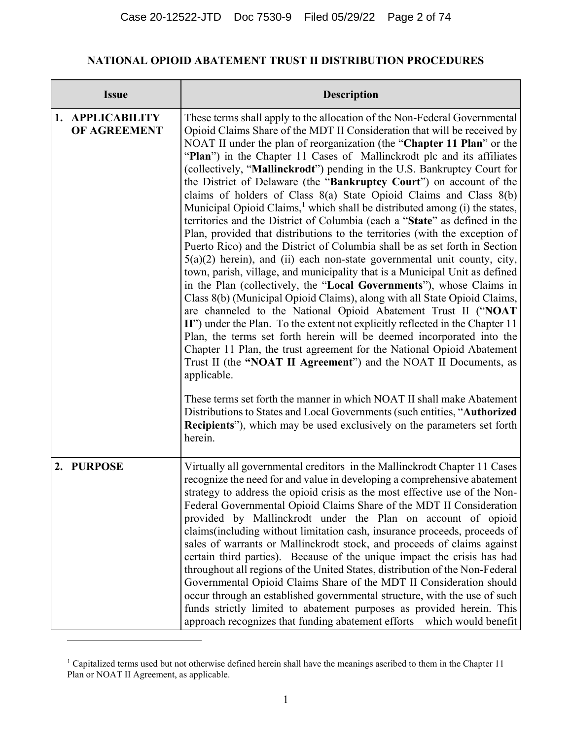## NATIONAL OPIOID ABATEMENT TRUST II DISTRIBUTION PROCEDURES

| Issue | Description |
|---|---|
| **1. APPLICABILITY OF AGREEMENT** | These terms shall apply to the allocation of the Non-Federal Governmental Opioid Claims Share of the MDT II Consideration that will be received by NOAT II under the plan of reorganization (the "**Chapter 11 Plan**" or the "**Plan**") in the Chapter 11 Cases of Mallinckrodt plc and its affiliates (collectively, "**Mallinckrodt**") pending in the U.S. Bankruptcy Court for the District of Delaware (the "**Bankruptcy Court**") on account of the claims of holders of Class 8(a) State Opioid Claims and Class 8(b) Municipal Opioid Claims,[1] which shall be distributed among (i) the states, territories and the District of Columbia (each a "**State**" as defined in the Plan, provided that distributions to the territories (with the exception of Puerto Rico) and the District of Columbia shall be as set forth in Section 5(a)(2) herein), and (ii) each non-state governmental unit county, city, town, parish, village, and municipality that is a Municipal Unit as defined in the Plan (collectively, the "**Local Governments**"), whose Claims in Class 8(b) (Municipal Opioid Claims), along with all State Opioid Claims, are channeled to the National Opioid Abatement Trust II ("**NOAT II**") under the Plan. To the extent not explicitly reflected in the Chapter 11 Plan, the terms set forth herein will be deemed incorporated into the Chapter 11 Plan, the trust agreement for the National Opioid Abatement Trust II (the **"NOAT II Agreement**") and the NOAT II Documents, as applicable.<br><br>These terms set forth the manner in which NOAT II shall make Abatement Distributions to States and Local Governments (such entities, "**Authorized Recipients**"), which may be used exclusively on the parameters set forth herein. |
| **2. PURPOSE** | Virtually all governmental creditors in the Mallinckrodt Chapter 11 Cases recognize the need for and value in developing a comprehensive abatement strategy to address the opioid crisis as the most effective use of the Non-Federal Governmental Opioid Claims Share of the MDT II Consideration provided by Mallinckrodt under the Plan on account of opioid claims(including without limitation cash, insurance proceeds, proceeds of sales of warrants or Mallinckrodt stock, and proceeds of claims against certain third parties). Because of the unique impact the crisis has had throughout all regions of the United States, distribution of the Non-Federal Governmental Opioid Claims Share of the MDT II Consideration should occur through an established governmental structure, with the use of such funds strictly limited to abatement purposes as provided herein. This approach recognizes that funding abatement efforts – which would benefit |

[1] Capitalized terms used but not otherwise defined herein shall have the meanings ascribed to them in the Chapter 11 Plan or NOAT II Agreement, as applicable.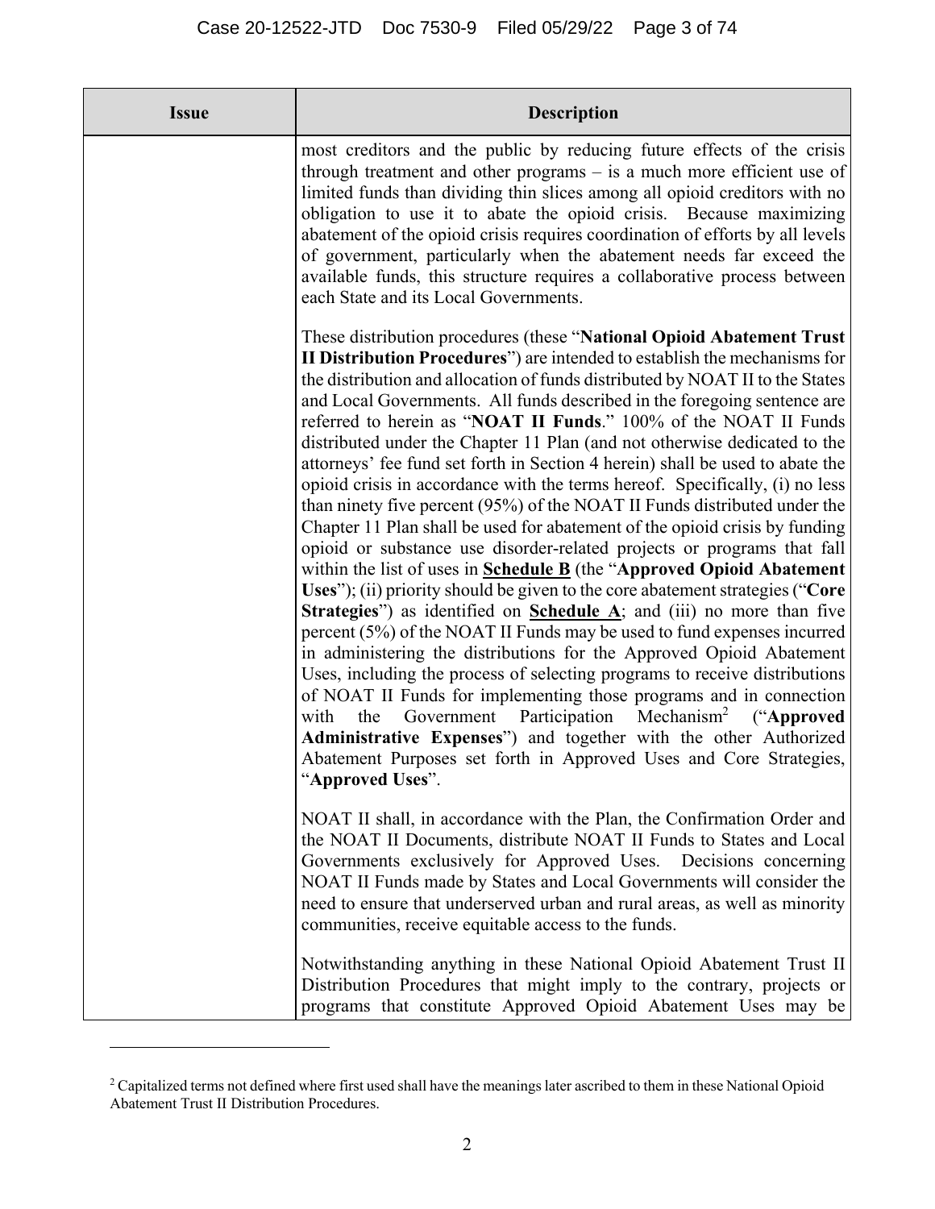| Issue | Description |
| --- | --- |
| | most creditors and the public by reducing future effects of the crisis through treatment and other programs – is a much more efficient use of limited funds than dividing thin slices among all opioid creditors with no obligation to use it to abate the opioid crisis. Because maximizing abatement of the opioid crisis requires coordination of efforts by all levels of government, particularly when the abatement needs far exceed the available funds, this structure requires a collaborative process between each State and its Local Governments.<br><br>These distribution procedures (these "**National Opioid Abatement Trust II Distribution Procedures**") are intended to establish the mechanisms for the distribution and allocation of funds distributed by NOAT II to the States and Local Governments. All funds described in the foregoing sentence are referred to herein as "**NOAT II Funds**." 100% of the NOAT II Funds distributed under the Chapter 11 Plan (and not otherwise dedicated to the attorneys' fee fund set forth in Section 4 herein) shall be used to abate the opioid crisis in accordance with the terms hereof. Specifically, (i) no less than ninety five percent (95%) of the NOAT II Funds distributed under the Chapter 11 Plan shall be used for abatement of the opioid crisis by funding opioid or substance use disorder-related projects or programs that fall within the list of uses in **Schedule B** (the "**Approved Opioid Abatement Uses**"); (ii) priority should be given to the core abatement strategies ("**Core Strategies**") as identified on **Schedule A**; and (iii) no more than five percent (5%) of the NOAT II Funds may be used to fund expenses incurred in administering the distributions for the Approved Opioid Abatement Uses, including the process of selecting programs to receive distributions of NOAT II Funds for implementing those programs and in connection with the Government Participation Mechanism[2] ("**Approved Administrative Expenses**") and together with the other Authorized Abatement Purposes set forth in Approved Uses and Core Strategies, "**Approved Uses**".<br><br>NOAT II shall, in accordance with the Plan, the Confirmation Order and the NOAT II Documents, distribute NOAT II Funds to States and Local Governments exclusively for Approved Uses. Decisions concerning NOAT II Funds made by States and Local Governments will consider the need to ensure that underserved urban and rural areas, as well as minority communities, receive equitable access to the funds.<br><br>Notwithstanding anything in these National Opioid Abatement Trust II Distribution Procedures that might imply to the contrary, projects or programs that constitute Approved Opioid Abatement Uses may be |

[2] Capitalized terms not defined where first used shall have the meanings later ascribed to them in these National Opioid Abatement Trust II Distribution Procedures.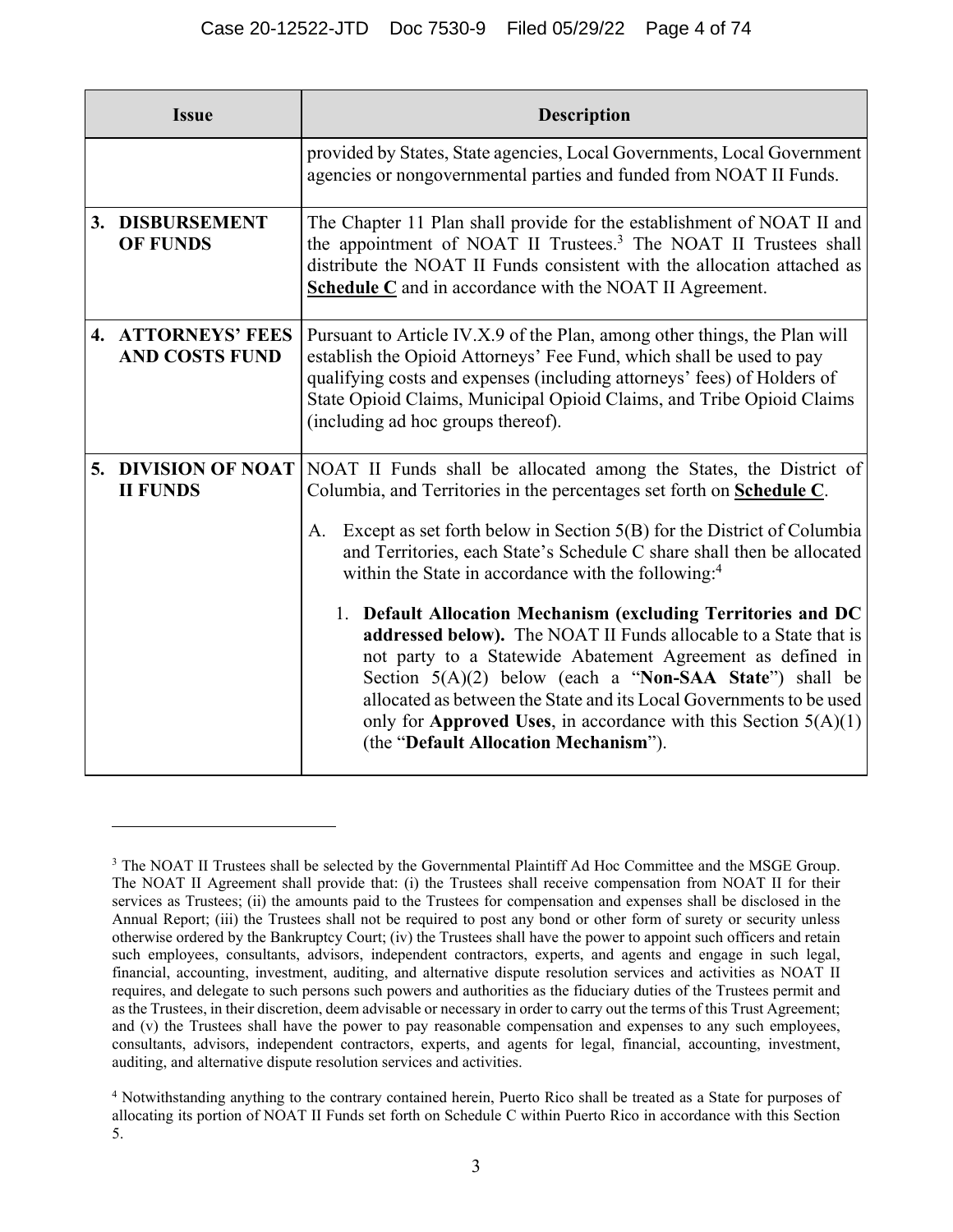| Issue | Description |
|---|---|
| | provided by States, State agencies, Local Governments, Local Government agencies or nongovernmental parties and funded from NOAT II Funds. |
| **3. DISBURSEMENT OF FUNDS** | The Chapter 11 Plan shall provide for the establishment of NOAT II and the appointment of NOAT II Trustees.[3] The NOAT II Trustees shall distribute the NOAT II Funds consistent with the allocation attached as **Schedule C** and in accordance with the NOAT II Agreement. |
| **4. ATTORNEYS' FEES AND COSTS FUND** | Pursuant to Article IV.X.9 of the Plan, among other things, the Plan will establish the Opioid Attorneys' Fee Fund, which shall be used to pay qualifying costs and expenses (including attorneys' fees) of Holders of State Opioid Claims, Municipal Opioid Claims, and Tribe Opioid Claims (including ad hoc groups thereof). |
| **5. DIVISION OF NOAT II FUNDS** | NOAT II Funds shall be allocated among the States, the District of Columbia, and Territories in the percentages set forth on **Schedule C**.<br><br>A. Except as set forth below in Section 5(B) for the District of Columbia and Territories, each State's Schedule C share shall then be allocated within the State in accordance with the following:[4]<br><br>1. **Default Allocation Mechanism (excluding Territories and DC addressed below).** The NOAT II Funds allocable to a State that is not party to a Statewide Abatement Agreement as defined in Section 5(A)(2) below (each a "**Non-SAA State**") shall be allocated as between the State and its Local Governments to be used only for **Approved Uses**, in accordance with this Section 5(A)(1) (the "**Default Allocation Mechanism**"). |

[3] The NOAT II Trustees shall be selected by the Governmental Plaintiff Ad Hoc Committee and the MSGE Group. The NOAT II Agreement shall provide that: (i) the Trustees shall receive compensation from NOAT II for their services as Trustees; (ii) the amounts paid to the Trustees for compensation and expenses shall be disclosed in the Annual Report; (iii) the Trustees shall not be required to post any bond or other form of surety or security unless otherwise ordered by the Bankruptcy Court; (iv) the Trustees shall have the power to appoint such officers and retain such employees, consultants, advisors, independent contractors, experts, and agents and engage in such legal, financial, accounting, investment, auditing, and alternative dispute resolution services and activities as NOAT II requires, and delegate to such persons such powers and authorities as the fiduciary duties of the Trustees permit and as the Trustees, in their discretion, deem advisable or necessary in order to carry out the terms of this Trust Agreement; and (v) the Trustees shall have the power to pay reasonable compensation and expenses to any such employees, consultants, advisors, independent contractors, experts, and agents for legal, financial, accounting, investment, auditing, and alternative dispute resolution services and activities.

[4] Notwithstanding anything to the contrary contained herein, Puerto Rico shall be treated as a State for purposes of allocating its portion of NOAT II Funds set forth on Schedule C within Puerto Rico in accordance with this Section 5.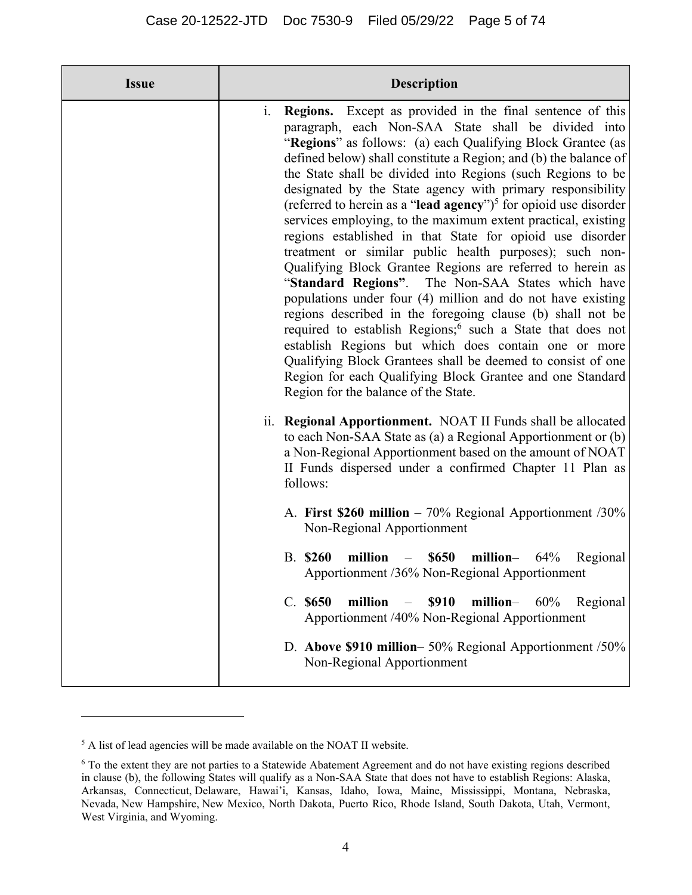| Issue | Description |
| --- | --- |
| | i. **Regions.** Except as provided in the final sentence of this paragraph, each Non-SAA State shall be divided into "**Regions**" as follows: (a) each Qualifying Block Grantee (as defined below) shall constitute a Region; and (b) the balance of the State shall be divided into Regions (such Regions to be designated by the State agency with primary responsibility (referred to herein as a "**lead agency**")[5] for opioid use disorder services employing, to the maximum extent practical, existing regions established in that State for opioid use disorder treatment or similar public health purposes); such non-Qualifying Block Grantee Regions are referred to herein as "**Standard Regions**". The Non-SAA States which have populations under four (4) million and do not have existing regions described in the foregoing clause (b) shall not be required to establish Regions;[6] such a State that does not establish Regions but which does contain one or more Qualifying Block Grantees shall be deemed to consist of one Region for each Qualifying Block Grantee and one Standard Region for the balance of the State.<br><br>ii. **Regional Apportionment.** NOAT II Funds shall be allocated to each Non-SAA State as (a) a Regional Apportionment or (b) a Non-Regional Apportionment based on the amount of NOAT II Funds dispersed under a confirmed Chapter 11 Plan as follows:<br><br>A. **First $260 million** – 70% Regional Apportionment /30% Non-Regional Apportionment<br><br>B. **$260 million – $650 million–** 64% Regional Apportionment /36% Non-Regional Apportionment<br><br>C. **$650 million – $910 million–** 60% Regional Apportionment /40% Non-Regional Apportionment<br><br>D. **Above $910 million**– 50% Regional Apportionment /50% Non-Regional Apportionment |

[5] A list of lead agencies will be made available on the NOAT II website.

[6] To the extent they are not parties to a Statewide Abatement Agreement and do not have existing regions described in clause (b), the following States will qualify as a Non-SAA State that does not have to establish Regions: Alaska, Arkansas, Connecticut, Delaware, Hawai'i, Kansas, Idaho, Iowa, Maine, Mississippi, Montana, Nebraska, Nevada, New Hampshire, New Mexico, North Dakota, Puerto Rico, Rhode Island, South Dakota, Utah, Vermont, West Virginia, and Wyoming.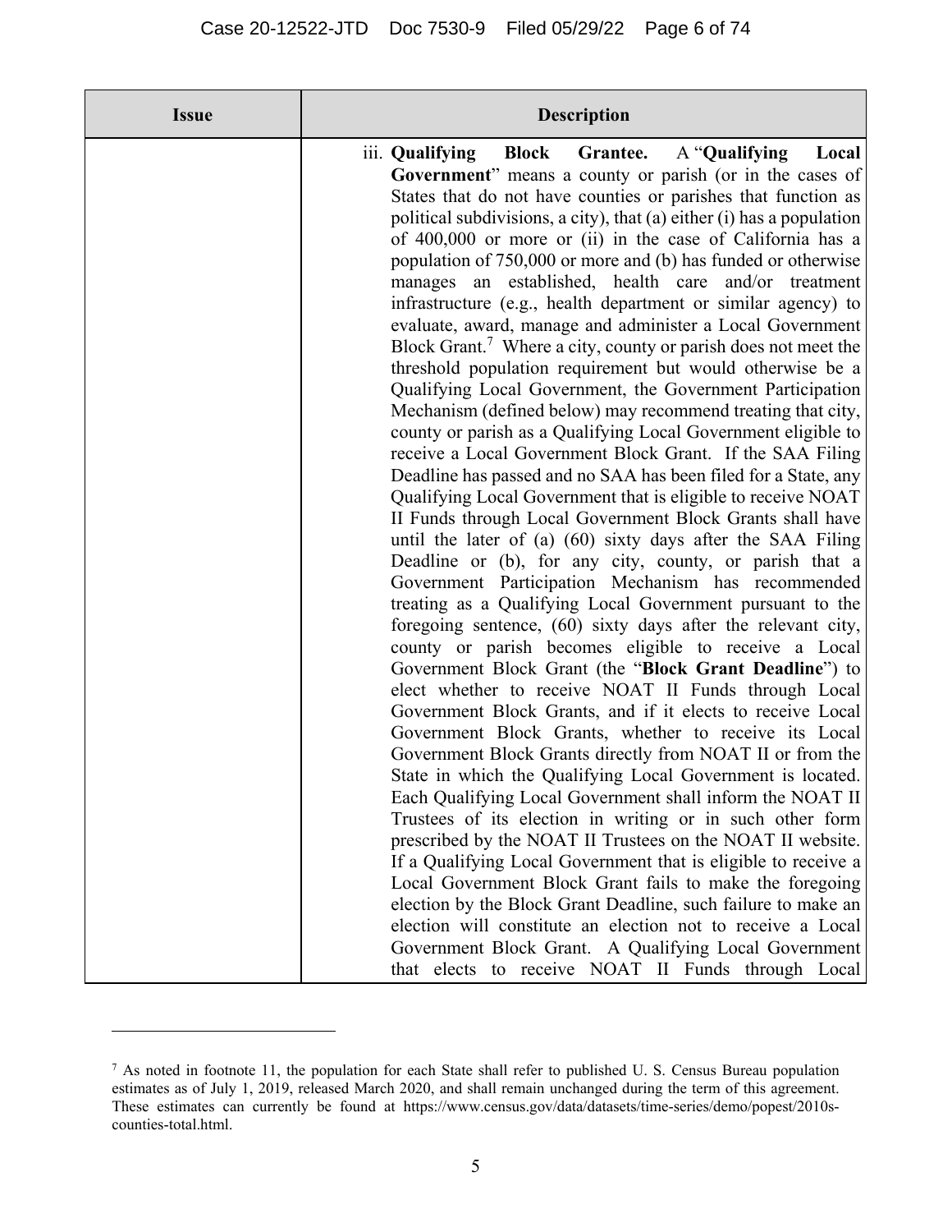| Issue | Description |
| --- | --- |
| | iii. **Qualifying Block Grantee.** A "**Qualifying Local Government**" means a county or parish (or in the cases of States that do not have counties or parishes that function as political subdivisions, a city), that (a) either (i) has a population of 400,000 or more or (ii) in the case of California has a population of 750,000 or more and (b) has funded or otherwise manages an established, health care and/or treatment infrastructure (e.g., health department or similar agency) to evaluate, award, manage and administer a Local Government Block Grant.[7] Where a city, county or parish does not meet the threshold population requirement but would otherwise be a Qualifying Local Government, the Government Participation Mechanism (defined below) may recommend treating that city, county or parish as a Qualifying Local Government eligible to receive a Local Government Block Grant. If the SAA Filing Deadline has passed and no SAA has been filed for a State, any Qualifying Local Government that is eligible to receive NOAT II Funds through Local Government Block Grants shall have until the later of (a) (60) sixty days after the SAA Filing Deadline or (b), for any city, county, or parish that a Government Participation Mechanism has recommended treating as a Qualifying Local Government pursuant to the foregoing sentence, (60) sixty days after the relevant city, county or parish becomes eligible to receive a Local Government Block Grant (the "**Block Grant Deadline**") to elect whether to receive NOAT II Funds through Local Government Block Grants, and if it elects to receive Local Government Block Grants, whether to receive its Local Government Block Grants directly from NOAT II or from the State in which the Qualifying Local Government is located. Each Qualifying Local Government shall inform the NOAT II Trustees of its election in writing or in such other form prescribed by the NOAT II Trustees on the NOAT II website. If a Qualifying Local Government that is eligible to receive a Local Government Block Grant fails to make the foregoing election by the Block Grant Deadline, such failure to make an election will constitute an election not to receive a Local Government Block Grant. A Qualifying Local Government that elects to receive NOAT II Funds through Local |

[7] As noted in footnote 11, the population for each State shall refer to published U. S. Census Bureau population estimates as of July 1, 2019, released March 2020, and shall remain unchanged during the term of this agreement. These estimates can currently be found at https://www.census.gov/data/datasets/time-series/demo/popest/2010s-counties-total.html.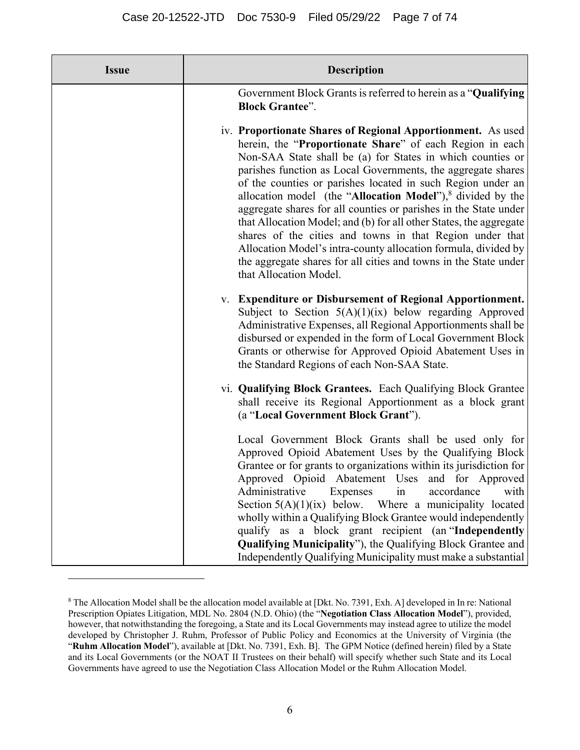| Issue | Description |
|---|---|
| | Government Block Grants is referred to herein as a "**Qualifying Block Grantee**".<br><br>iv. **Proportionate Shares of Regional Apportionment.** As used herein, the "**Proportionate Share**" of each Region in each Non-SAA State shall be (a) for States in which counties or parishes function as Local Governments, the aggregate shares of the counties or parishes located in such Region under an allocation model (the "**Allocation Model**"),[8] divided by the aggregate shares for all counties or parishes in the State under that Allocation Model; and (b) for all other States, the aggregate shares of the cities and towns in that Region under that Allocation Model's intra-county allocation formula, divided by the aggregate shares for all cities and towns in the State under that Allocation Model.<br><br>v. **Expenditure or Disbursement of Regional Apportionment.** Subject to Section 5(A)(1)(ix) below regarding Approved Administrative Expenses, all Regional Apportionments shall be disbursed or expended in the form of Local Government Block Grants or otherwise for Approved Opioid Abatement Uses in the Standard Regions of each Non-SAA State.<br><br>vi. **Qualifying Block Grantees.** Each Qualifying Block Grantee shall receive its Regional Apportionment as a block grant (a "**Local Government Block Grant**").<br><br>Local Government Block Grants shall be used only for Approved Opioid Abatement Uses by the Qualifying Block Grantee or for grants to organizations within its jurisdiction for Approved Opioid Abatement Uses and for Approved Administrative Expenses in accordance with Section 5(A)(1)(ix) below. Where a municipality located wholly within a Qualifying Block Grantee would independently qualify as a block grant recipient (an "**Independently Qualifying Municipality**"), the Qualifying Block Grantee and Independently Qualifying Municipality must make a substantial |

[8] The Allocation Model shall be the allocation model available at [Dkt. No. 7391, Exh. A] developed in In re: National Prescription Opiates Litigation, MDL No. 2804 (N.D. Ohio) (the "**Negotiation Class Allocation Model**"), provided, however, that notwithstanding the foregoing, a State and its Local Governments may instead agree to utilize the model developed by Christopher J. Ruhm, Professor of Public Policy and Economics at the University of Virginia (the "**Ruhm Allocation Model**"), available at [Dkt. No. 7391, Exh. B]. The GPM Notice (defined herein) filed by a State and its Local Governments (or the NOAT II Trustees on their behalf) will specify whether such State and its Local Governments have agreed to use the Negotiation Class Allocation Model or the Ruhm Allocation Model.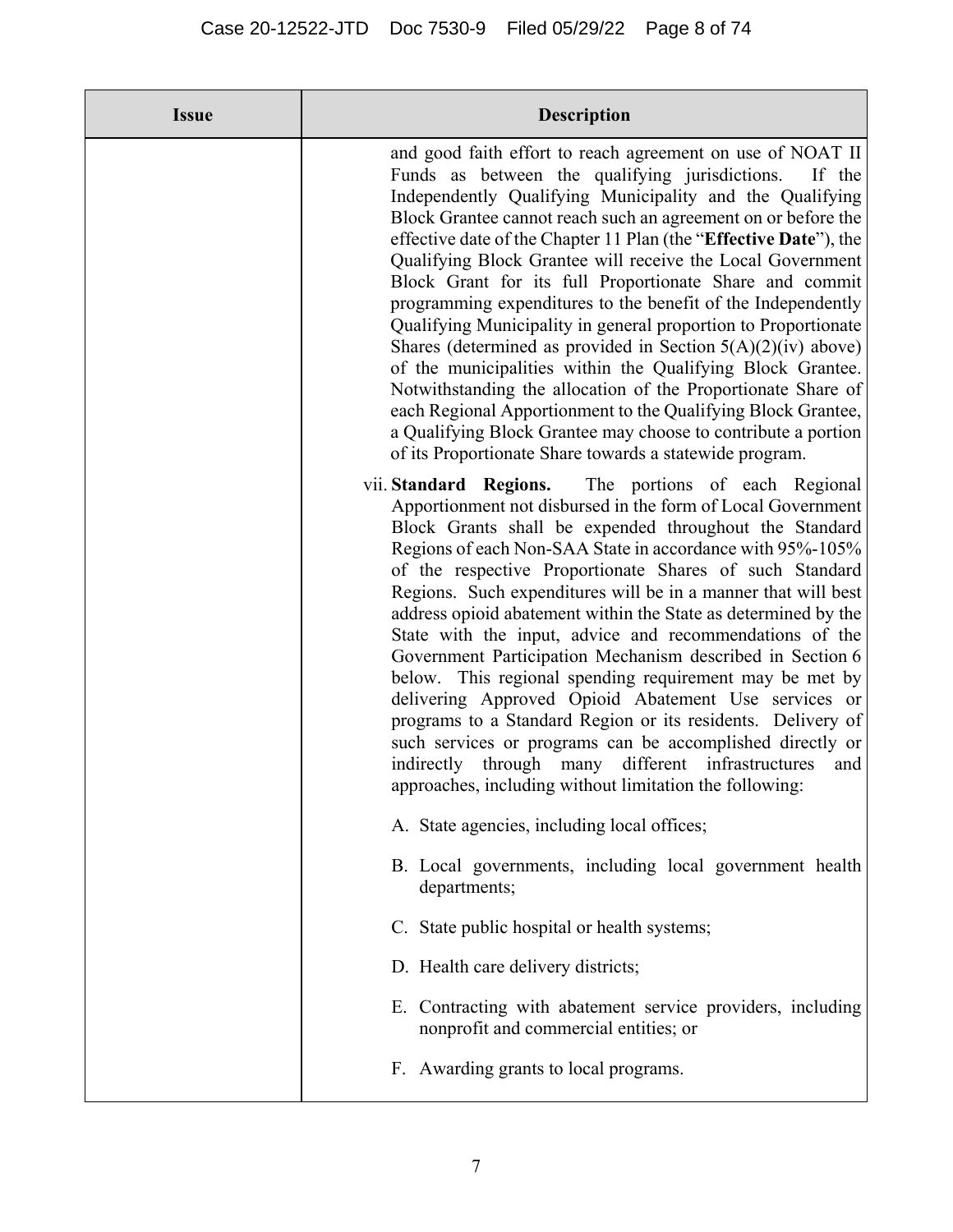| Issue | Description |
|---|---|
| | and good faith effort to reach agreement on use of NOAT II Funds as between the qualifying jurisdictions. If the Independently Qualifying Municipality and the Qualifying Block Grantee cannot reach such an agreement on or before the effective date of the Chapter 11 Plan (the "**Effective Date**"), the Qualifying Block Grantee will receive the Local Government Block Grant for its full Proportionate Share and commit programming expenditures to the benefit of the Independently Qualifying Municipality in general proportion to Proportionate Shares (determined as provided in Section 5(A)(2)(iv) above) of the municipalities within the Qualifying Block Grantee. Notwithstanding the allocation of the Proportionate Share of each Regional Apportionment to the Qualifying Block Grantee, a Qualifying Block Grantee may choose to contribute a portion of its Proportionate Share towards a statewide program.<br><br>vii. **Standard Regions.** The portions of each Regional Apportionment not disbursed in the form of Local Government Block Grants shall be expended throughout the Standard Regions of each Non-SAA State in accordance with 95%-105% of the respective Proportionate Shares of such Standard Regions. Such expenditures will be in a manner that will best address opioid abatement within the State as determined by the State with the input, advice and recommendations of the Government Participation Mechanism described in Section 6 below. This regional spending requirement may be met by delivering Approved Opioid Abatement Use services or programs to a Standard Region or its residents. Delivery of such services or programs can be accomplished directly or indirectly through many different infrastructures and approaches, including without limitation the following:<br><br>A. State agencies, including local offices;<br><br>B. Local governments, including local government health departments;<br><br>C. State public hospital or health systems;<br><br>D. Health care delivery districts;<br><br>E. Contracting with abatement service providers, including nonprofit and commercial entities; or<br><br>F. Awarding grants to local programs. |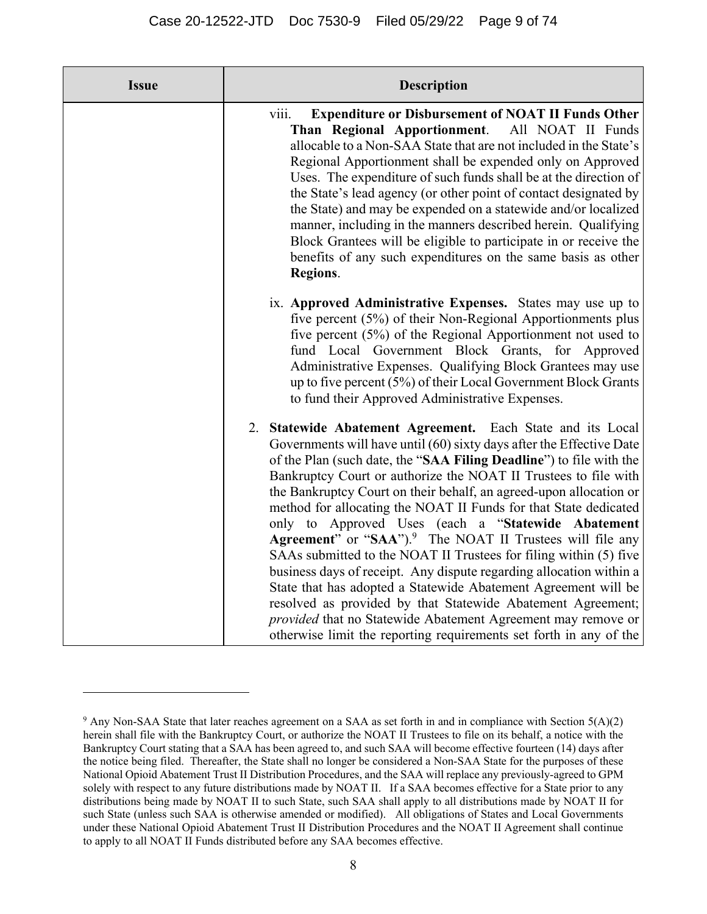| Issue | Description |
| --- | --- |
| | viii. **Expenditure or Disbursement of NOAT II Funds Other Than Regional Apportionment**. All NOAT II Funds allocable to a Non-SAA State that are not included in the State's Regional Apportionment shall be expended only on Approved Uses. The expenditure of such funds shall be at the direction of the State's lead agency (or other point of contact designated by the State) and may be expended on a statewide and/or localized manner, including in the manners described herein. Qualifying Block Grantees will be eligible to participate in or receive the benefits of any such expenditures on the same basis as other **Regions**.<br><br>ix. **Approved Administrative Expenses.** States may use up to five percent (5%) of their Non-Regional Apportionments plus five percent (5%) of the Regional Apportionment not used to fund Local Government Block Grants, for Approved Administrative Expenses. Qualifying Block Grantees may use up to five percent (5%) of their Local Government Block Grants to fund their Approved Administrative Expenses.<br><br>2. **Statewide Abatement Agreement.** Each State and its Local Governments will have until (60) sixty days after the Effective Date of the Plan (such date, the "**SAA Filing Deadline**") to file with the Bankruptcy Court or authorize the NOAT II Trustees to file with the Bankruptcy Court on their behalf, an agreed-upon allocation or method for allocating the NOAT II Funds for that State dedicated only to Approved Uses (each a "**Statewide Abatement Agreement**" or "**SAA**").[9] The NOAT II Trustees will file any SAAs submitted to the NOAT II Trustees for filing within (5) five business days of receipt. Any dispute regarding allocation within a State that has adopted a Statewide Abatement Agreement will be resolved as provided by that Statewide Abatement Agreement; *provided* that no Statewide Abatement Agreement may remove or otherwise limit the reporting requirements set forth in any of the |

[9] Any Non-SAA State that later reaches agreement on a SAA as set forth in and in compliance with Section 5(A)(2) herein shall file with the Bankruptcy Court, or authorize the NOAT II Trustees to file on its behalf, a notice with the Bankruptcy Court stating that a SAA has been agreed to, and such SAA will become effective fourteen (14) days after the notice being filed. Thereafter, the State shall no longer be considered a Non-SAA State for the purposes of these National Opioid Abatement Trust II Distribution Procedures, and the SAA will replace any previously-agreed to GPM solely with respect to any future distributions made by NOAT II. If a SAA becomes effective for a State prior to any distributions being made by NOAT II to such State, such SAA shall apply to all distributions made by NOAT II for such State (unless such SAA is otherwise amended or modified). All obligations of States and Local Governments under these National Opioid Abatement Trust II Distribution Procedures and the NOAT II Agreement shall continue to apply to all NOAT II Funds distributed before any SAA becomes effective.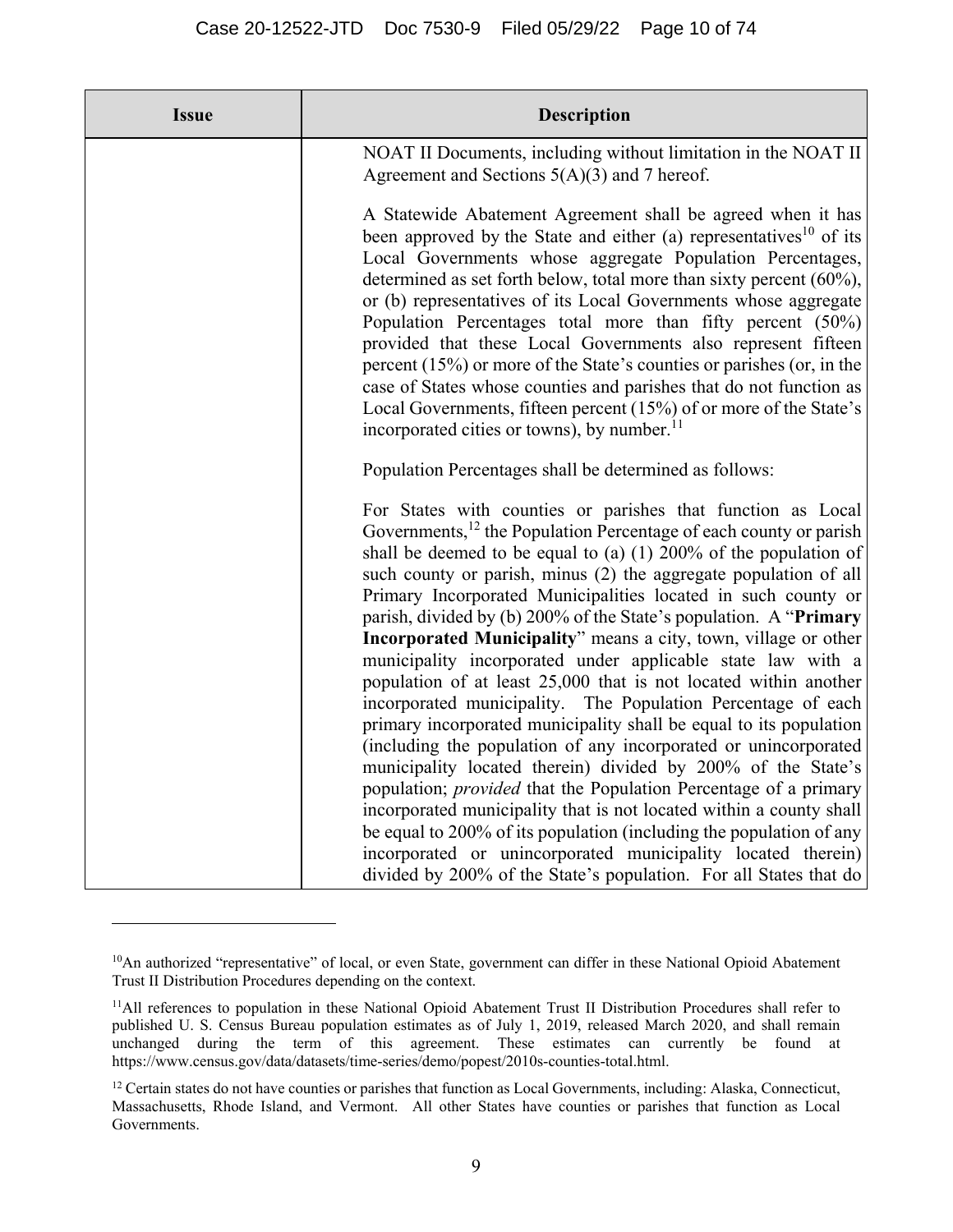| Issue | Description |
|---|---|
| | NOAT II Documents, including without limitation in the NOAT II Agreement and Sections 5(A)(3) and 7 hereof.<br><br>A Statewide Abatement Agreement shall be agreed when it has been approved by the State and either (a) representatives[10] of its Local Governments whose aggregate Population Percentages, determined as set forth below, total more than sixty percent (60%), or (b) representatives of its Local Governments whose aggregate Population Percentages total more than fifty percent (50%) provided that these Local Governments also represent fifteen percent (15%) or more of the State's counties or parishes (or, in the case of States whose counties and parishes that do not function as Local Governments, fifteen percent (15%) of or more of the State's incorporated cities or towns), by number.[11]<br><br>Population Percentages shall be determined as follows:<br><br>For States with counties or parishes that function as Local Governments,[12] the Population Percentage of each county or parish shall be deemed to be equal to (a) (1) 200% of the population of such county or parish, minus (2) the aggregate population of all Primary Incorporated Municipalities located in such county or parish, divided by (b) 200% of the State's population. A "**Primary Incorporated Municipality**" means a city, town, village or other municipality incorporated under applicable state law with a population of at least 25,000 that is not located within another incorporated municipality. The Population Percentage of each primary incorporated municipality shall be equal to its population (including the population of any incorporated or unincorporated municipality located therein) divided by 200% of the State's population; *provided* that the Population Percentage of a primary incorporated municipality that is not located within a county shall be equal to 200% of its population (including the population of any incorporated or unincorporated municipality located therein) divided by 200% of the State's population. For all States that do |

[10] An authorized "representative" of local, or even State, government can differ in these National Opioid Abatement Trust II Distribution Procedures depending on the context.

[11] All references to population in these National Opioid Abatement Trust II Distribution Procedures shall refer to published U. S. Census Bureau population estimates as of July 1, 2019, released March 2020, and shall remain unchanged during the term of this agreement. These estimates can currently be found at https://www.census.gov/data/datasets/time-series/demo/popest/2010s-counties-total.html.

[12] Certain states do not have counties or parishes that function as Local Governments, including: Alaska, Connecticut, Massachusetts, Rhode Island, and Vermont. All other States have counties or parishes that function as Local Governments.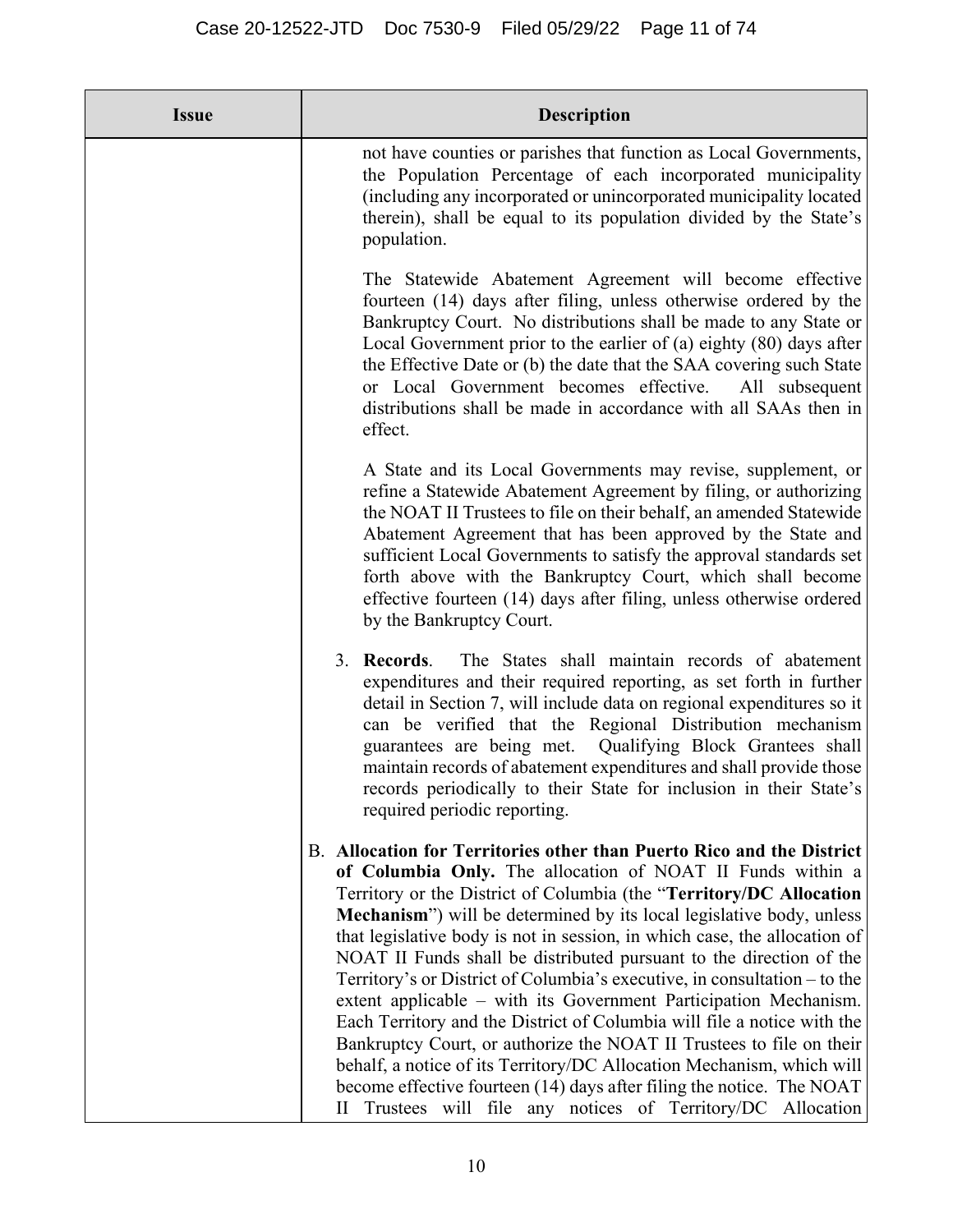| Issue | Description |
| --- | --- |
| | not have counties or parishes that function as Local Governments, the Population Percentage of each incorporated municipality (including any incorporated or unincorporated municipality located therein), shall be equal to its population divided by the State's population.<br><br>The Statewide Abatement Agreement will become effective fourteen (14) days after filing, unless otherwise ordered by the Bankruptcy Court. No distributions shall be made to any State or Local Government prior to the earlier of (a) eighty (80) days after the Effective Date or (b) the date that the SAA covering such State or Local Government becomes effective. All subsequent distributions shall be made in accordance with all SAAs then in effect.<br><br>A State and its Local Governments may revise, supplement, or refine a Statewide Abatement Agreement by filing, or authorizing the NOAT II Trustees to file on their behalf, an amended Statewide Abatement Agreement that has been approved by the State and sufficient Local Governments to satisfy the approval standards set forth above with the Bankruptcy Court, which shall become effective fourteen (14) days after filing, unless otherwise ordered by the Bankruptcy Court.<br><br>3. **Records**. The States shall maintain records of abatement expenditures and their required reporting, as set forth in further detail in Section 7, will include data on regional expenditures so it can be verified that the Regional Distribution mechanism guarantees are being met. Qualifying Block Grantees shall maintain records of abatement expenditures and shall provide those records periodically to their State for inclusion in their State's required periodic reporting.<br><br>B. **Allocation for Territories other than Puerto Rico and the District of Columbia Only.** The allocation of NOAT II Funds within a Territory or the District of Columbia (the "**Territory/DC Allocation Mechanism**") will be determined by its local legislative body, unless that legislative body is not in session, in which case, the allocation of NOAT II Funds shall be distributed pursuant to the direction of the Territory's or District of Columbia's executive, in consultation – to the extent applicable – with its Government Participation Mechanism. Each Territory and the District of Columbia will file a notice with the Bankruptcy Court, or authorize the NOAT II Trustees to file on their behalf, a notice of its Territory/DC Allocation Mechanism, which will become effective fourteen (14) days after filing the notice. The NOAT II Trustees will file any notices of Territory/DC Allocation |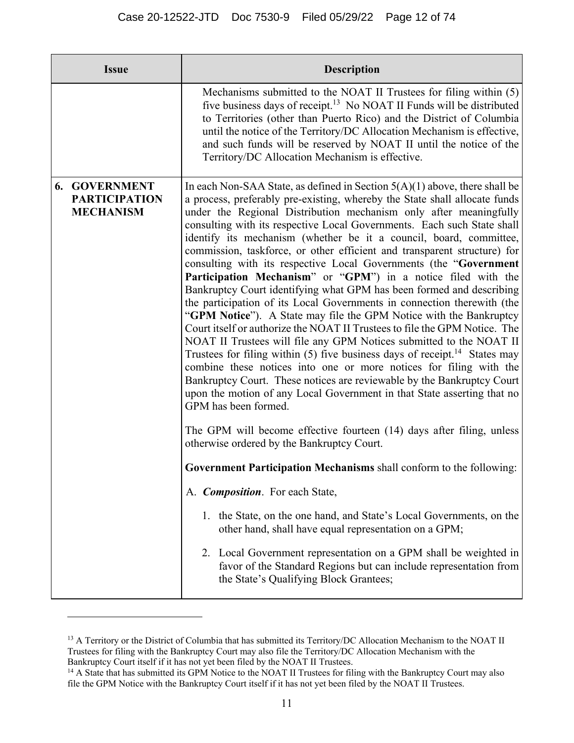| Issue | Description |
|---|---|
| | Mechanisms submitted to the NOAT II Trustees for filing within (5) five business days of receipt.[13] No NOAT II Funds will be distributed to Territories (other than Puerto Rico) and the District of Columbia until the notice of the Territory/DC Allocation Mechanism is effective, and such funds will be reserved by NOAT II until the notice of the Territory/DC Allocation Mechanism is effective. |
| **6. GOVERNMENT PARTICIPATION MECHANISM** | In each Non-SAA State, as defined in Section 5(A)(1) above, there shall be a process, preferably pre-existing, whereby the State shall allocate funds under the Regional Distribution mechanism only after meaningfully consulting with its respective Local Governments. Each such State shall identify its mechanism (whether be it a council, board, committee, commission, taskforce, or other efficient and transparent structure) for consulting with its respective Local Governments (the "**Government Participation Mechanism**" or "**GPM**") in a notice filed with the Bankruptcy Court identifying what GPM has been formed and describing the participation of its Local Governments in connection therewith (the "**GPM Notice**"). A State may file the GPM Notice with the Bankruptcy Court itself or authorize the NOAT II Trustees to file the GPM Notice. The NOAT II Trustees will file any GPM Notices submitted to the NOAT II Trustees for filing within (5) five business days of receipt.[14] States may combine these notices into one or more notices for filing with the Bankruptcy Court. These notices are reviewable by the Bankruptcy Court upon the motion of any Local Government in that State asserting that no GPM has been formed.<br><br>The GPM will become effective fourteen (14) days after filing, unless otherwise ordered by the Bankruptcy Court.<br><br>**Government Participation Mechanisms** shall conform to the following:<br><br>A. ***Composition***. For each State,<br><br>1. the State, on the one hand, and State's Local Governments, on the other hand, shall have equal representation on a GPM;<br><br>2. Local Government representation on a GPM shall be weighted in favor of the Standard Regions but can include representation from the State's Qualifying Block Grantees; |

[13] A Territory or the District of Columbia that has submitted its Territory/DC Allocation Mechanism to the NOAT II Trustees for filing with the Bankruptcy Court may also file the Territory/DC Allocation Mechanism with the Bankruptcy Court itself if it has not yet been filed by the NOAT II Trustees.

[14] A State that has submitted its GPM Notice to the NOAT II Trustees for filing with the Bankruptcy Court may also file the GPM Notice with the Bankruptcy Court itself if it has not yet been filed by the NOAT II Trustees.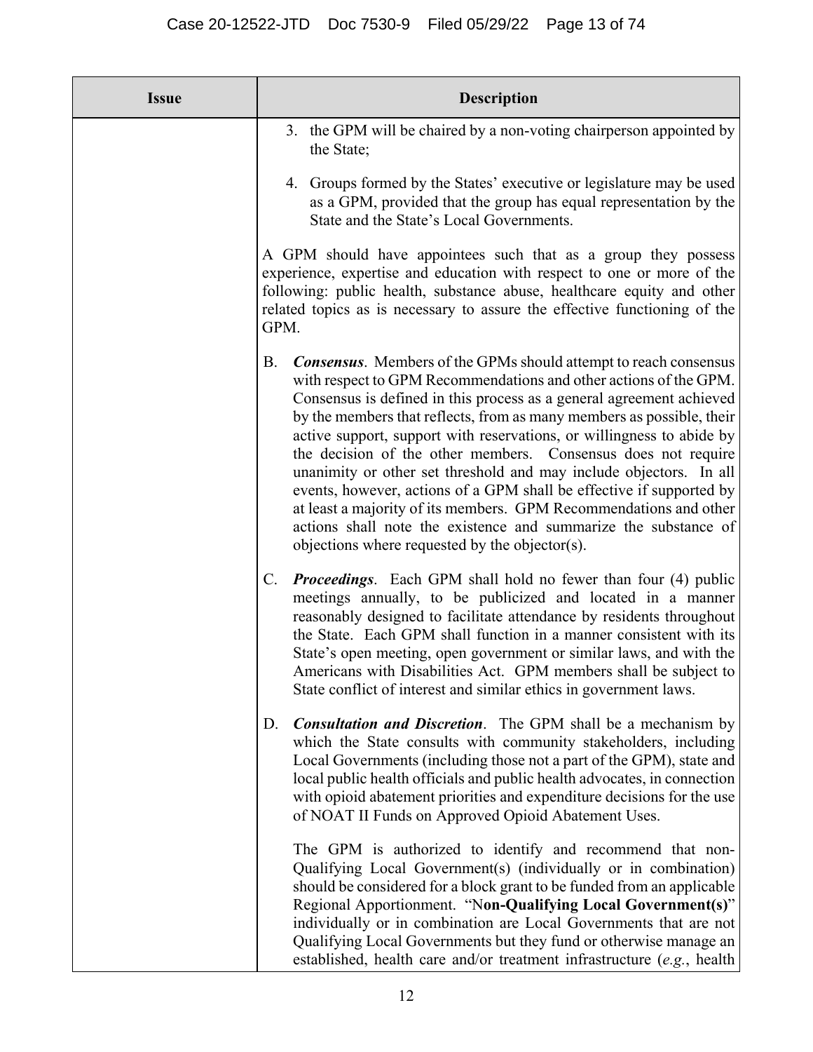| Issue | Description |
| --- | --- |
| | 3. the GPM will be chaired by a non-voting chairperson appointed by the State;<br><br>4. Groups formed by the States' executive or legislature may be used as a GPM, provided that the group has equal representation by the State and the State's Local Governments.<br><br>A GPM should have appointees such that as a group they possess experience, expertise and education with respect to one or more of the following: public health, substance abuse, healthcare equity and other related topics as is necessary to assure the effective functioning of the GPM.<br><br>B. ***Consensus***. Members of the GPMs should attempt to reach consensus with respect to GPM Recommendations and other actions of the GPM. Consensus is defined in this process as a general agreement achieved by the members that reflects, from as many members as possible, their active support, support with reservations, or willingness to abide by the decision of the other members. Consensus does not require unanimity or other set threshold and may include objectors. In all events, however, actions of a GPM shall be effective if supported by at least a majority of its members. GPM Recommendations and other actions shall note the existence and summarize the substance of objections where requested by the objector(s).<br><br>C. ***Proceedings***. Each GPM shall hold no fewer than four (4) public meetings annually, to be publicized and located in a manner reasonably designed to facilitate attendance by residents throughout the State. Each GPM shall function in a manner consistent with its State's open meeting, open government or similar laws, and with the Americans with Disabilities Act. GPM members shall be subject to State conflict of interest and similar ethics in government laws.<br><br>D. ***Consultation and Discretion***. The GPM shall be a mechanism by which the State consults with community stakeholders, including Local Governments (including those not a part of the GPM), state and local public health officials and public health advocates, in connection with opioid abatement priorities and expenditure decisions for the use of NOAT II Funds on Approved Opioid Abatement Uses.<br><br>The GPM is authorized to identify and recommend that non-Qualifying Local Government(s) (individually or in combination) should be considered for a block grant to be funded from an applicable Regional Apportionment. "N**on-Qualifying Local Government(s)**" individually or in combination are Local Governments that are not Qualifying Local Governments but they fund or otherwise manage an established, health care and/or treatment infrastructure (*e.g.*, health |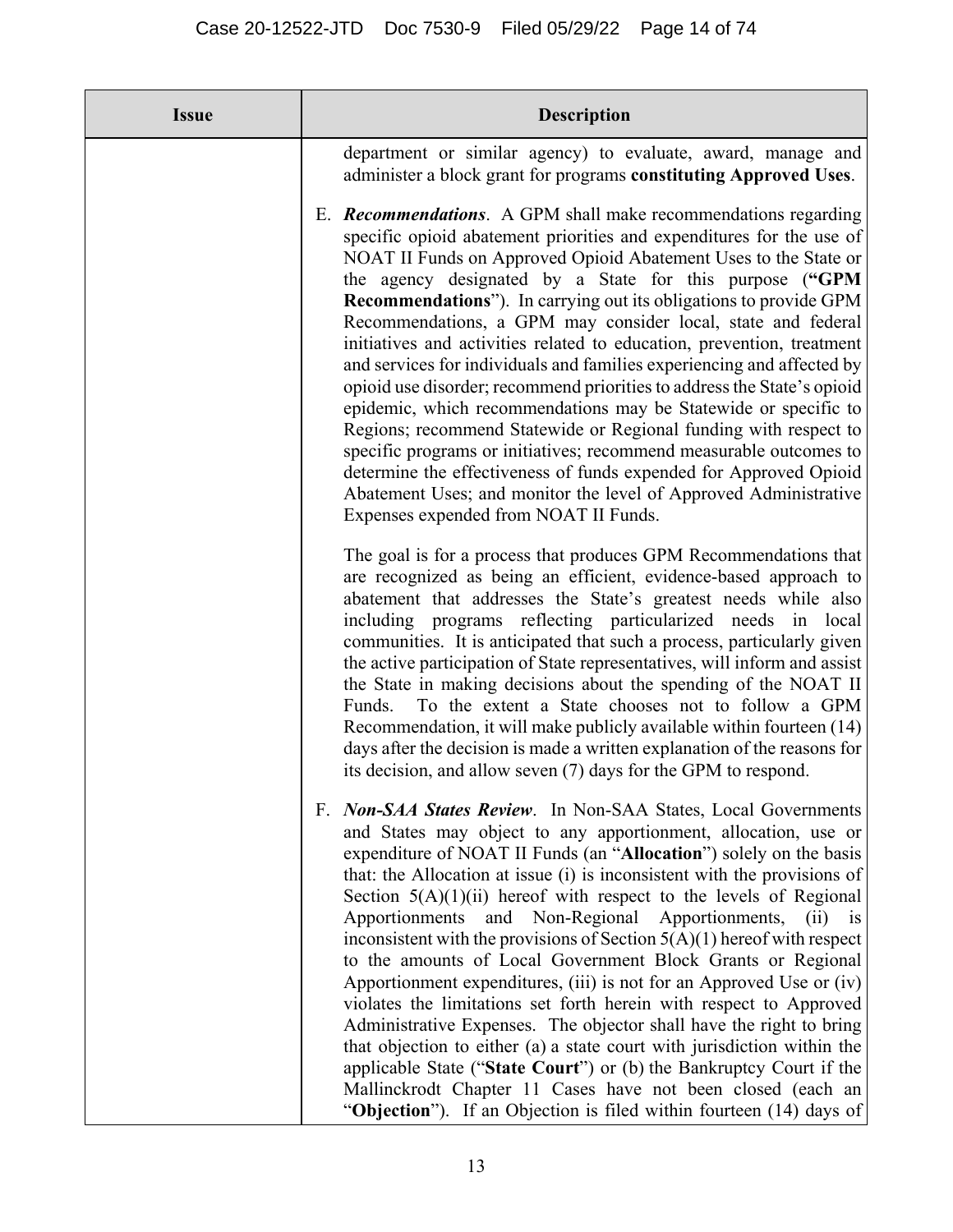| Issue | Description |
| --- | --- |
| | department or similar agency) to evaluate, award, manage and administer a block grant for programs **constituting Approved Uses**.<br><br>E. ***Recommendations***. A GPM shall make recommendations regarding specific opioid abatement priorities and expenditures for the use of NOAT II Funds on Approved Opioid Abatement Uses to the State or the agency designated by a State for this purpose (**"GPM Recommendations"**). In carrying out its obligations to provide GPM Recommendations, a GPM may consider local, state and federal initiatives and activities related to education, prevention, treatment and services for individuals and families experiencing and affected by opioid use disorder; recommend priorities to address the State's opioid epidemic, which recommendations may be Statewide or specific to Regions; recommend Statewide or Regional funding with respect to specific programs or initiatives; recommend measurable outcomes to determine the effectiveness of funds expended for Approved Opioid Abatement Uses; and monitor the level of Approved Administrative Expenses expended from NOAT II Funds.<br><br>The goal is for a process that produces GPM Recommendations that are recognized as being an efficient, evidence-based approach to abatement that addresses the State's greatest needs while also including programs reflecting particularized needs in local communities. It is anticipated that such a process, particularly given the active participation of State representatives, will inform and assist the State in making decisions about the spending of the NOAT II Funds. To the extent a State chooses not to follow a GPM Recommendation, it will make publicly available within fourteen (14) days after the decision is made a written explanation of the reasons for its decision, and allow seven (7) days for the GPM to respond.<br><br>F. ***Non-SAA States Review***. In Non-SAA States, Local Governments and States may object to any apportionment, allocation, use or expenditure of NOAT II Funds (an "**Allocation**") solely on the basis that: the Allocation at issue (i) is inconsistent with the provisions of Section 5(A)(1)(ii) hereof with respect to the levels of Regional Apportionments and Non-Regional Apportionments, (ii) is inconsistent with the provisions of Section 5(A)(1) hereof with respect to the amounts of Local Government Block Grants or Regional Apportionment expenditures, (iii) is not for an Approved Use or (iv) violates the limitations set forth herein with respect to Approved Administrative Expenses. The objector shall have the right to bring that objection to either (a) a state court with jurisdiction within the applicable State ("**State Court**") or (b) the Bankruptcy Court if the Mallinckrodt Chapter 11 Cases have not been closed (each an "**Objection**"). If an Objection is filed within fourteen (14) days of |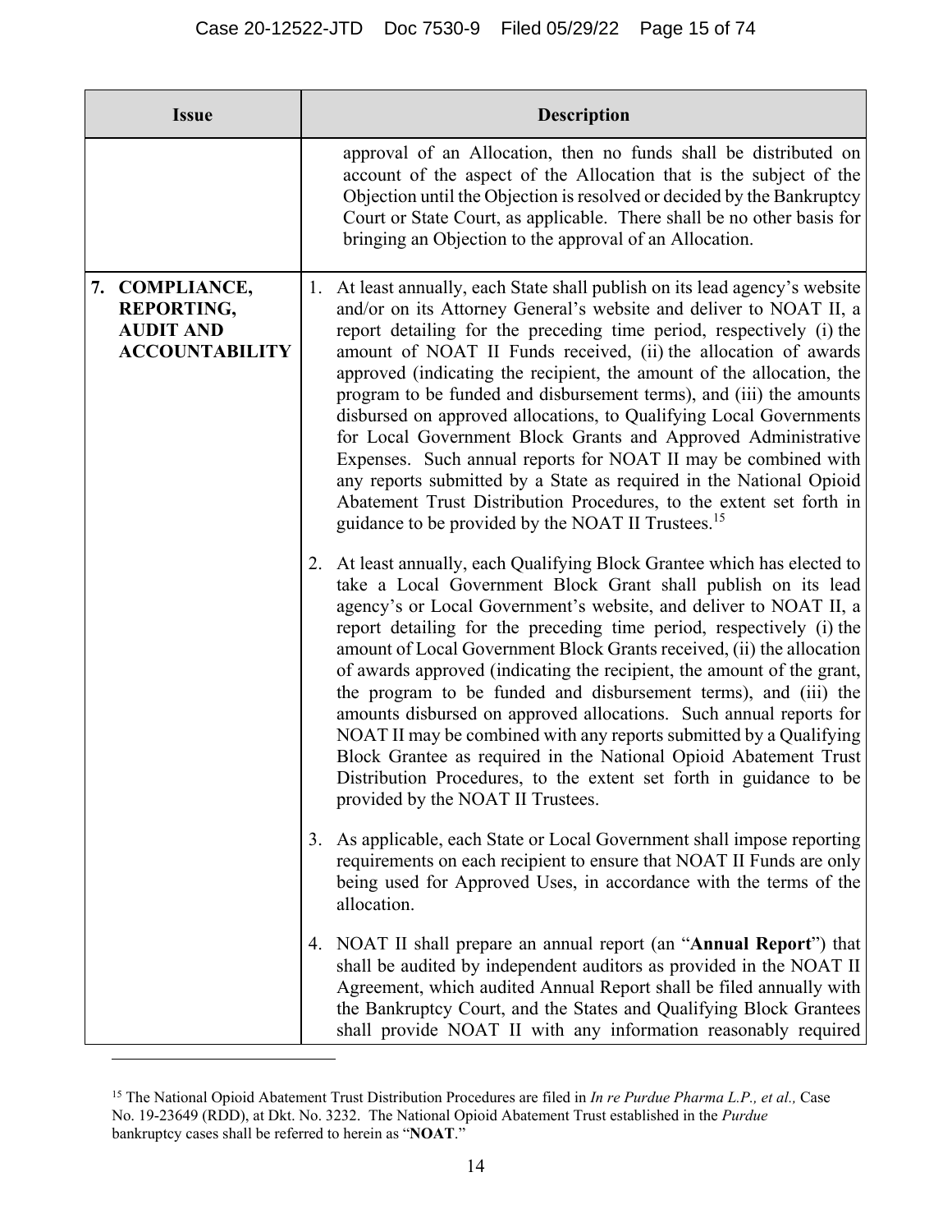| Issue | Description |
|---|---|
| | approval of an Allocation, then no funds shall be distributed on account of the aspect of the Allocation that is the subject of the Objection until the Objection is resolved or decided by the Bankruptcy Court or State Court, as applicable. There shall be no other basis for bringing an Objection to the approval of an Allocation. |
| **7. COMPLIANCE, REPORTING, AUDIT AND ACCOUNTABILITY** | 1. At least annually, each State shall publish on its lead agency's website and/or on its Attorney General's website and deliver to NOAT II, a report detailing for the preceding time period, respectively (i) the amount of NOAT II Funds received, (ii) the allocation of awards approved (indicating the recipient, the amount of the allocation, the program to be funded and disbursement terms), and (iii) the amounts disbursed on approved allocations, to Qualifying Local Governments for Local Government Block Grants and Approved Administrative Expenses. Such annual reports for NOAT II may be combined with any reports submitted by a State as required in the National Opioid Abatement Trust Distribution Procedures, to the extent set forth in guidance to be provided by the NOAT II Trustees.[15]<br><br>2. At least annually, each Qualifying Block Grantee which has elected to take a Local Government Block Grant shall publish on its lead agency's or Local Government's website, and deliver to NOAT II, a report detailing for the preceding time period, respectively (i) the amount of Local Government Block Grants received, (ii) the allocation of awards approved (indicating the recipient, the amount of the grant, the program to be funded and disbursement terms), and (iii) the amounts disbursed on approved allocations. Such annual reports for NOAT II may be combined with any reports submitted by a Qualifying Block Grantee as required in the National Opioid Abatement Trust Distribution Procedures, to the extent set forth in guidance to be provided by the NOAT II Trustees.<br><br>3. As applicable, each State or Local Government shall impose reporting requirements on each recipient to ensure that NOAT II Funds are only being used for Approved Uses, in accordance with the terms of the allocation.<br><br>4. NOAT II shall prepare an annual report (an "**Annual Report**") that shall be audited by independent auditors as provided in the NOAT II Agreement, which audited Annual Report shall be filed annually with the Bankruptcy Court, and the States and Qualifying Block Grantees shall provide NOAT II with any information reasonably required |

[15] The National Opioid Abatement Trust Distribution Procedures are filed in *In re Purdue Pharma L.P., et al.,* Case No. 19-23649 (RDD), at Dkt. No. 3232. The National Opioid Abatement Trust established in the *Purdue* bankruptcy cases shall be referred to herein as "**NOAT**."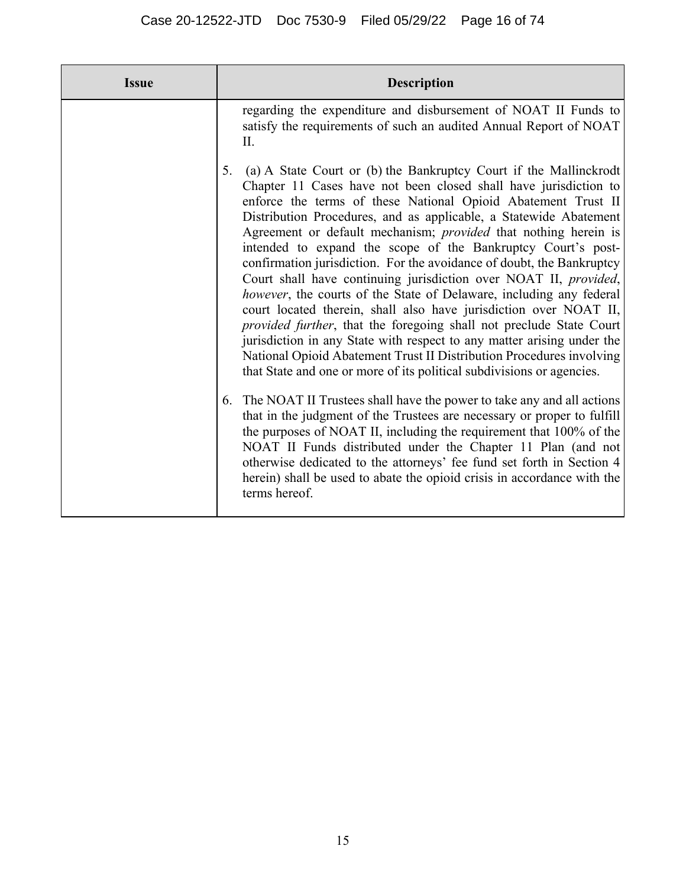| Issue | Description |
|---|---|
| | regarding the expenditure and disbursement of NOAT II Funds to satisfy the requirements of such an audited Annual Report of NOAT II.<br><br>5. (a) A State Court or (b) the Bankruptcy Court if the Mallinckrodt Chapter 11 Cases have not been closed shall have jurisdiction to enforce the terms of these National Opioid Abatement Trust II Distribution Procedures, and as applicable, a Statewide Abatement Agreement or default mechanism; *provided* that nothing herein is intended to expand the scope of the Bankruptcy Court's post-confirmation jurisdiction. For the avoidance of doubt, the Bankruptcy Court shall have continuing jurisdiction over NOAT II, *provided*, *however*, the courts of the State of Delaware, including any federal court located therein, shall also have jurisdiction over NOAT II, *provided further*, that the foregoing shall not preclude State Court jurisdiction in any State with respect to any matter arising under the National Opioid Abatement Trust II Distribution Procedures involving that State and one or more of its political subdivisions or agencies.<br><br>6. The NOAT II Trustees shall have the power to take any and all actions that in the judgment of the Trustees are necessary or proper to fulfill the purposes of NOAT II, including the requirement that 100% of the NOAT II Funds distributed under the Chapter 11 Plan (and not otherwise dedicated to the attorneys' fee fund set forth in Section 4 herein) shall be used to abate the opioid crisis in accordance with the terms hereof. |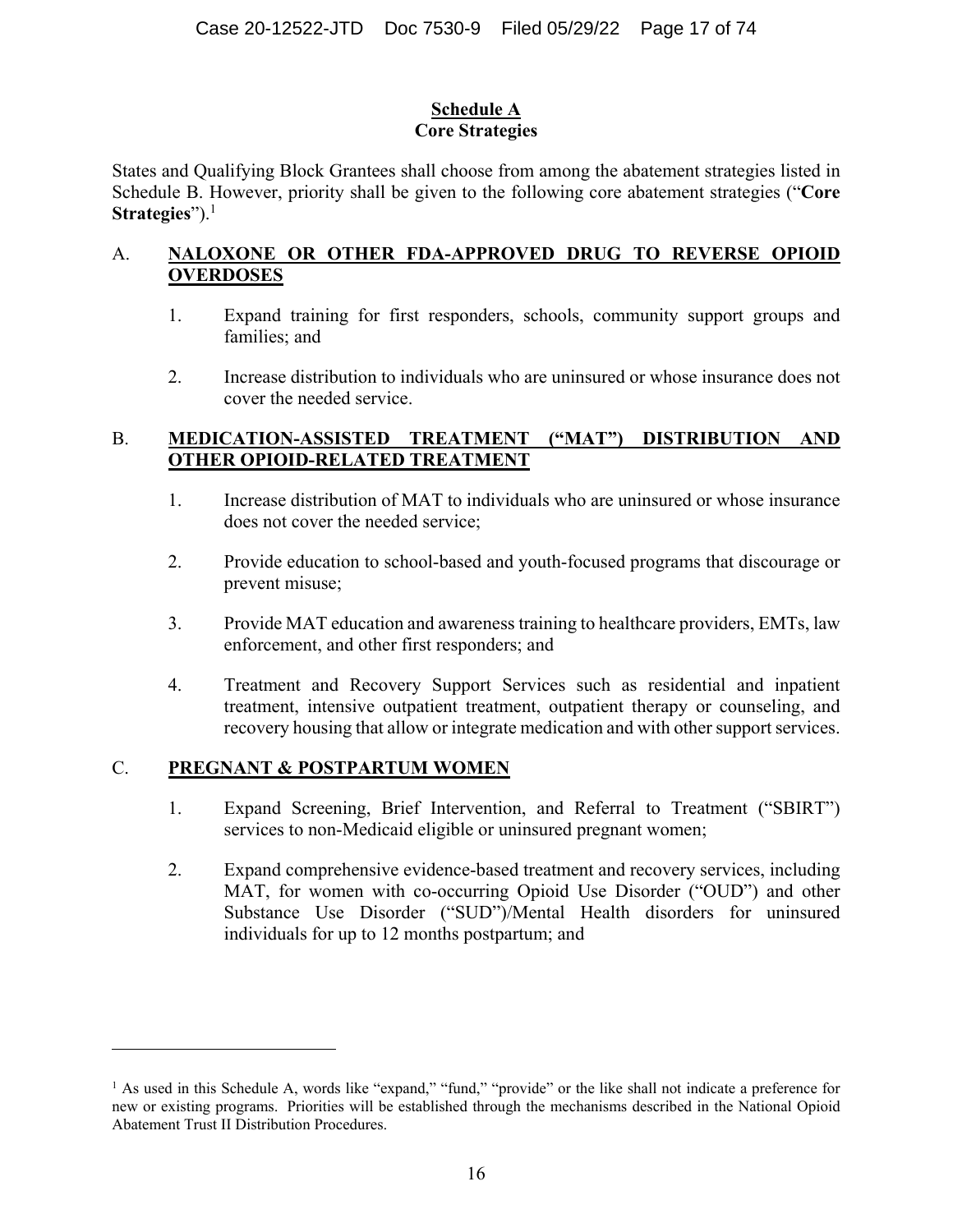## Schedule A
## Core Strategies

States and Qualifying Block Grantees shall choose from among the abatement strategies listed in Schedule B. However, priority shall be given to the following core abatement strategies ("**Core Strategies**").[1]

A. **NALOXONE OR OTHER FDA-APPROVED DRUG TO REVERSE OPIOID OVERDOSES**

1. Expand training for first responders, schools, community support groups and families; and

2. Increase distribution to individuals who are uninsured or whose insurance does not cover the needed service.

B. **MEDICATION-ASSISTED TREATMENT ("MAT") DISTRIBUTION AND OTHER OPIOID-RELATED TREATMENT**

1. Increase distribution of MAT to individuals who are uninsured or whose insurance does not cover the needed service;

2. Provide education to school-based and youth-focused programs that discourage or prevent misuse;

3. Provide MAT education and awareness training to healthcare providers, EMTs, law enforcement, and other first responders; and

4. Treatment and Recovery Support Services such as residential and inpatient treatment, intensive outpatient treatment, outpatient therapy or counseling, and recovery housing that allow or integrate medication and with other support services.

C. **PREGNANT & POSTPARTUM WOMEN**

1. Expand Screening, Brief Intervention, and Referral to Treatment ("SBIRT") services to non-Medicaid eligible or uninsured pregnant women;

2. Expand comprehensive evidence-based treatment and recovery services, including MAT, for women with co-occurring Opioid Use Disorder ("OUD") and other Substance Use Disorder ("SUD")/Mental Health disorders for uninsured individuals for up to 12 months postpartum; and

---

[1] As used in this Schedule A, words like "expand," "fund," "provide" or the like shall not indicate a preference for new or existing programs. Priorities will be established through the mechanisms described in the National Opioid Abatement Trust II Distribution Procedures.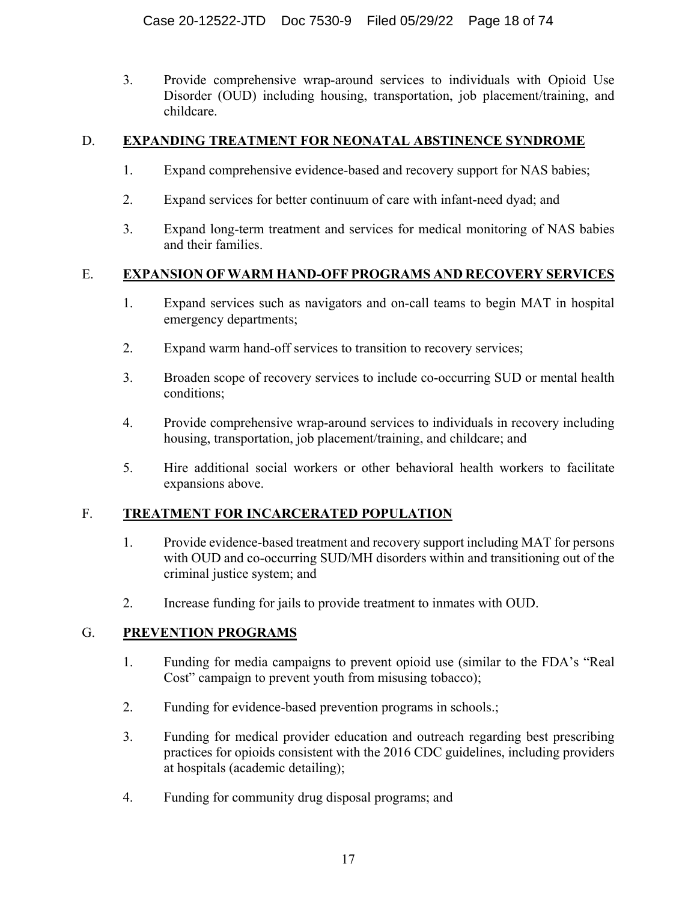3. Provide comprehensive wrap-around services to individuals with Opioid Use Disorder (OUD) including housing, transportation, job placement/training, and childcare.

## D. <u>EXPANDING TREATMENT FOR NEONATAL ABSTINENCE SYNDROME</u>

1. Expand comprehensive evidence-based and recovery support for NAS babies;
2. Expand services for better continuum of care with infant-need dyad; and
3. Expand long-term treatment and services for medical monitoring of NAS babies and their families.

## E. <u>EXPANSION OF WARM HAND-OFF PROGRAMS AND RECOVERY SERVICES</u>

1. Expand services such as navigators and on-call teams to begin MAT in hospital emergency departments;
2. Expand warm hand-off services to transition to recovery services;
3. Broaden scope of recovery services to include co-occurring SUD or mental health conditions;
4. Provide comprehensive wrap-around services to individuals in recovery including housing, transportation, job placement/training, and childcare; and
5. Hire additional social workers or other behavioral health workers to facilitate expansions above.

## F. <u>TREATMENT FOR INCARCERATED POPULATION</u>

1. Provide evidence-based treatment and recovery support including MAT for persons with OUD and co-occurring SUD/MH disorders within and transitioning out of the criminal justice system; and
2. Increase funding for jails to provide treatment to inmates with OUD.

## G. <u>PREVENTION PROGRAMS</u>

1. Funding for media campaigns to prevent opioid use (similar to the FDA's "Real Cost" campaign to prevent youth from misusing tobacco);
2. Funding for evidence-based prevention programs in schools.;
3. Funding for medical provider education and outreach regarding best prescribing practices for opioids consistent with the 2016 CDC guidelines, including providers at hospitals (academic detailing);
4. Funding for community drug disposal programs; and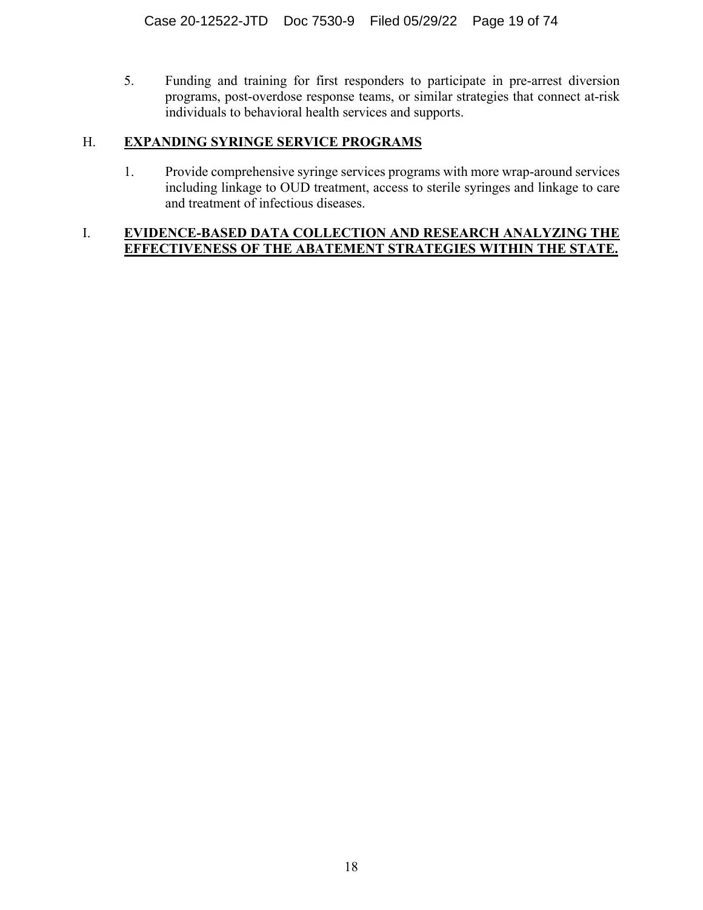5. Funding and training for first responders to participate in pre-arrest diversion programs, post-overdose response teams, or similar strategies that connect at-risk individuals to behavioral health services and supports.

## H. **EXPANDING SYRINGE SERVICE PROGRAMS**

1. Provide comprehensive syringe services programs with more wrap-around services including linkage to OUD treatment, access to sterile syringes and linkage to care and treatment of infectious diseases.

## I. **EVIDENCE-BASED DATA COLLECTION AND RESEARCH ANALYZING THE EFFECTIVENESS OF THE ABATEMENT STRATEGIES WITHIN THE STATE.**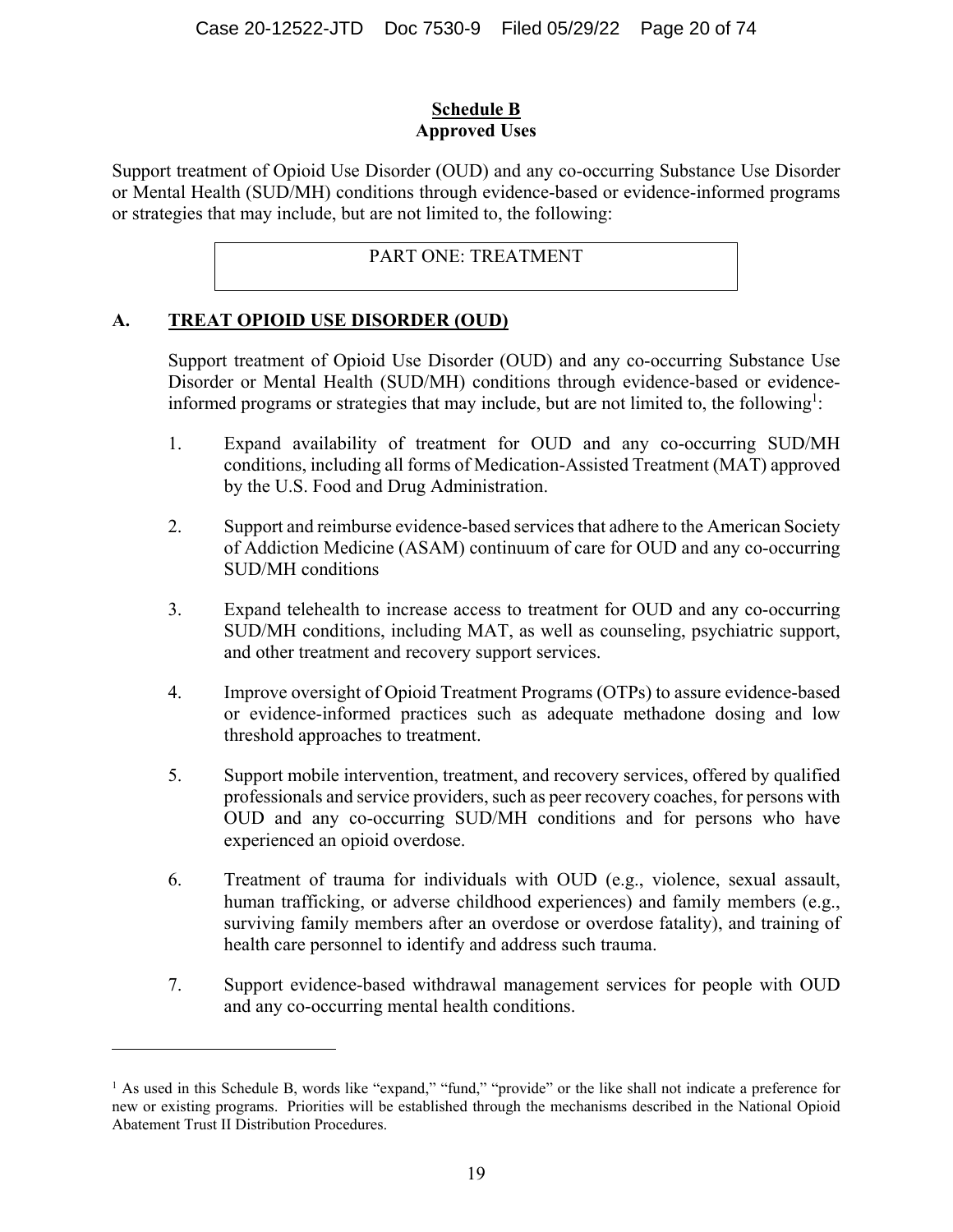## Schedule B
## Approved Uses

Support treatment of Opioid Use Disorder (OUD) and any co-occurring Substance Use Disorder or Mental Health (SUD/MH) conditions through evidence-based or evidence-informed programs or strategies that may include, but are not limited to, the following:

PART ONE: TREATMENT

### A. TREAT OPIOID USE DISORDER (OUD)

Support treatment of Opioid Use Disorder (OUD) and any co-occurring Substance Use Disorder or Mental Health (SUD/MH) conditions through evidence-based or evidence-informed programs or strategies that may include, but are not limited to, the following[1]:

1. Expand availability of treatment for OUD and any co-occurring SUD/MH conditions, including all forms of Medication-Assisted Treatment (MAT) approved by the U.S. Food and Drug Administration.
2. Support and reimburse evidence-based services that adhere to the American Society of Addiction Medicine (ASAM) continuum of care for OUD and any co-occurring SUD/MH conditions
3. Expand telehealth to increase access to treatment for OUD and any co-occurring SUD/MH conditions, including MAT, as well as counseling, psychiatric support, and other treatment and recovery support services.
4. Improve oversight of Opioid Treatment Programs (OTPs) to assure evidence-based or evidence-informed practices such as adequate methadone dosing and low threshold approaches to treatment.
5. Support mobile intervention, treatment, and recovery services, offered by qualified professionals and service providers, such as peer recovery coaches, for persons with OUD and any co-occurring SUD/MH conditions and for persons who have experienced an opioid overdose.
6. Treatment of trauma for individuals with OUD (e.g., violence, sexual assault, human trafficking, or adverse childhood experiences) and family members (e.g., surviving family members after an overdose or overdose fatality), and training of health care personnel to identify and address such trauma.
7. Support evidence-based withdrawal management services for people with OUD and any co-occurring mental health conditions.

---

[1] As used in this Schedule B, words like "expand," "fund," "provide" or the like shall not indicate a preference for new or existing programs. Priorities will be established through the mechanisms described in the National Opioid Abatement Trust II Distribution Procedures.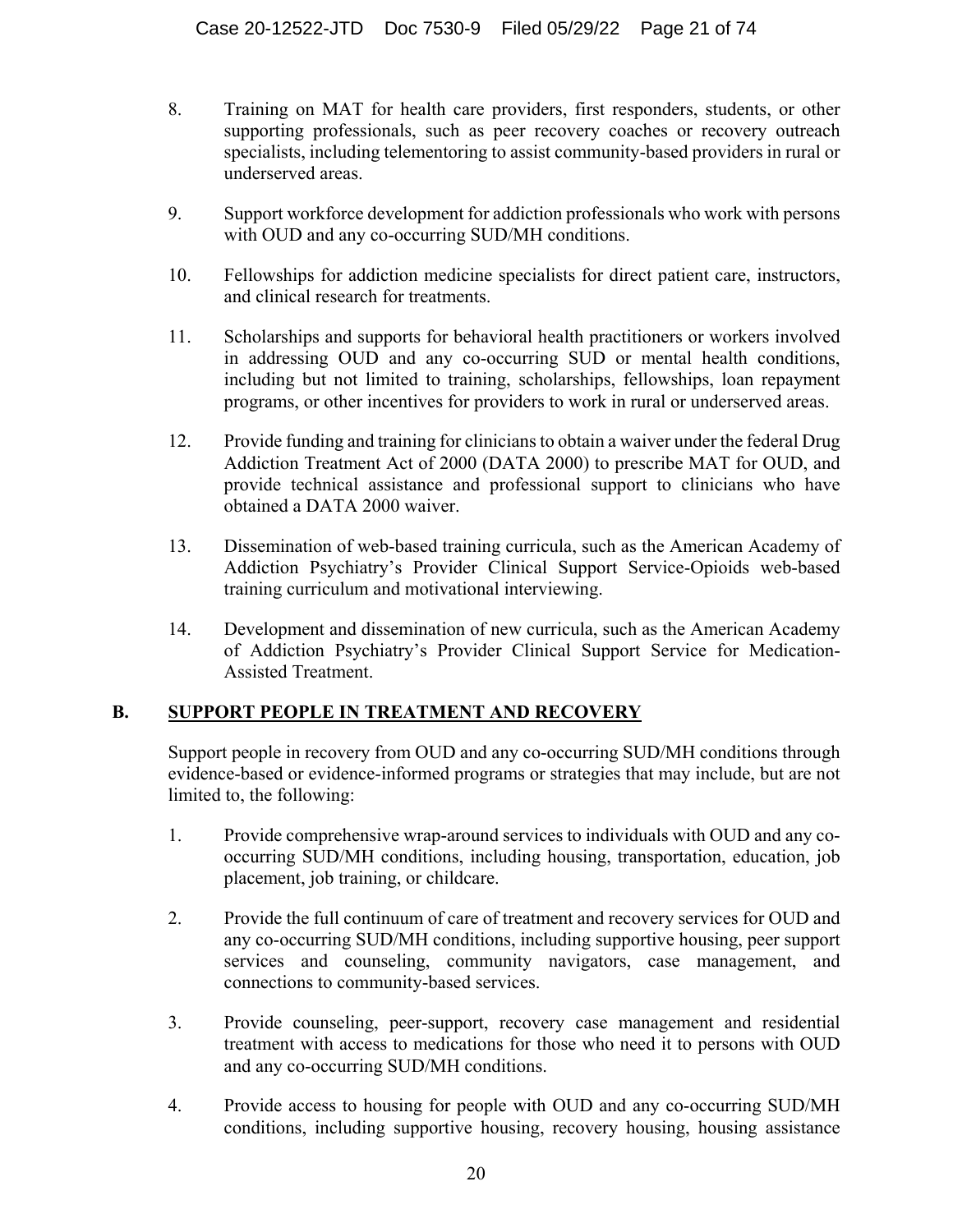8. Training on MAT for health care providers, first responders, students, or other supporting professionals, such as peer recovery coaches or recovery outreach specialists, including telementoring to assist community-based providers in rural or underserved areas.

9. Support workforce development for addiction professionals who work with persons with OUD and any co-occurring SUD/MH conditions.

10. Fellowships for addiction medicine specialists for direct patient care, instructors, and clinical research for treatments.

11. Scholarships and supports for behavioral health practitioners or workers involved in addressing OUD and any co-occurring SUD or mental health conditions, including but not limited to training, scholarships, fellowships, loan repayment programs, or other incentives for providers to work in rural or underserved areas.

12. Provide funding and training for clinicians to obtain a waiver under the federal Drug Addiction Treatment Act of 2000 (DATA 2000) to prescribe MAT for OUD, and provide technical assistance and professional support to clinicians who have obtained a DATA 2000 waiver.

13. Dissemination of web-based training curricula, such as the American Academy of Addiction Psychiatry's Provider Clinical Support Service-Opioids web-based training curriculum and motivational interviewing.

14. Development and dissemination of new curricula, such as the American Academy of Addiction Psychiatry's Provider Clinical Support Service for Medication-Assisted Treatment.

## B. SUPPORT PEOPLE IN TREATMENT AND RECOVERY

Support people in recovery from OUD and any co-occurring SUD/MH conditions through evidence-based or evidence-informed programs or strategies that may include, but are not limited to, the following:

1. Provide comprehensive wrap-around services to individuals with OUD and any co-occurring SUD/MH conditions, including housing, transportation, education, job placement, job training, or childcare.

2. Provide the full continuum of care of treatment and recovery services for OUD and any co-occurring SUD/MH conditions, including supportive housing, peer support services and counseling, community navigators, case management, and connections to community-based services.

3. Provide counseling, peer-support, recovery case management and residential treatment with access to medications for those who need it to persons with OUD and any co-occurring SUD/MH conditions.

4. Provide access to housing for people with OUD and any co-occurring SUD/MH conditions, including supportive housing, recovery housing, housing assistance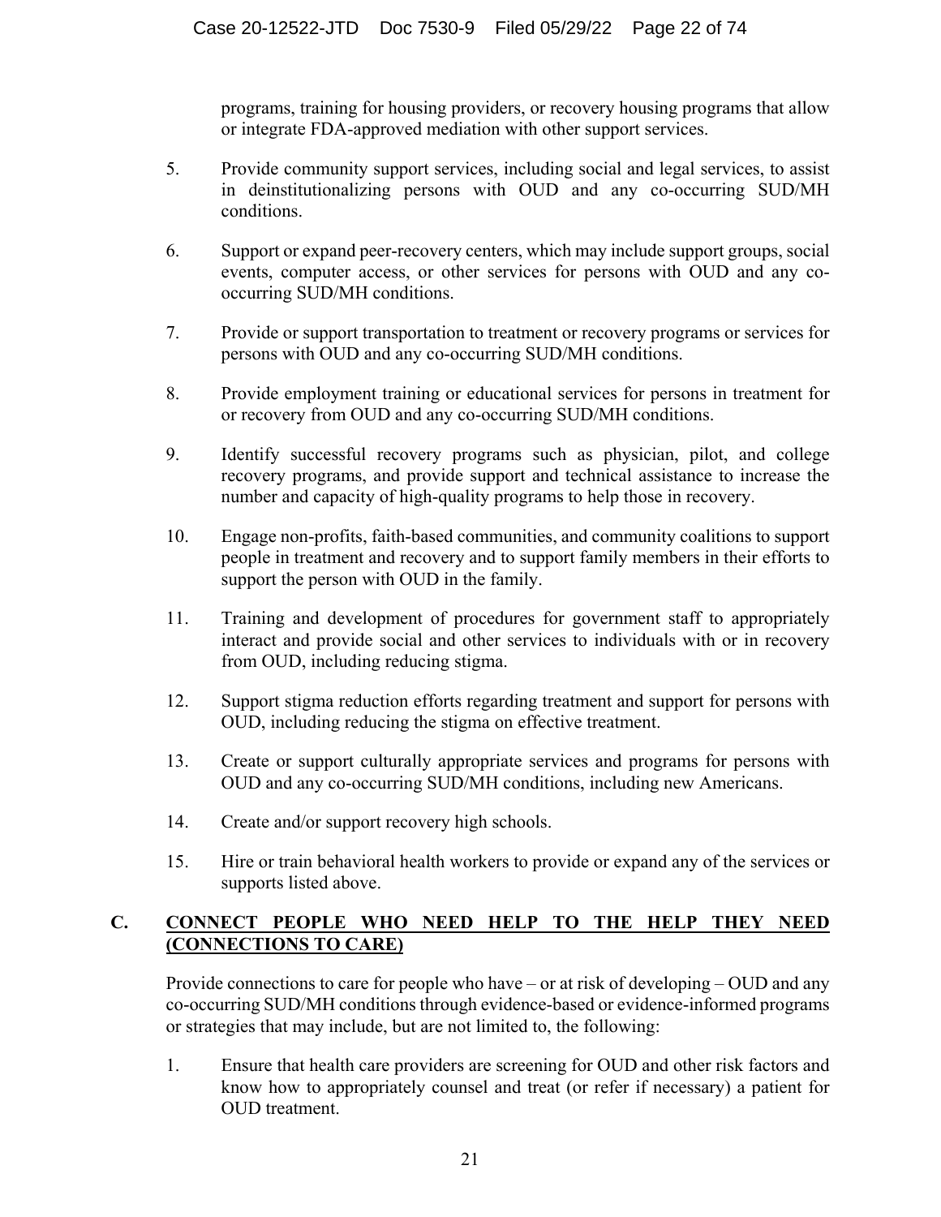programs, training for housing providers, or recovery housing programs that allow or integrate FDA-approved mediation with other support services.

5. Provide community support services, including social and legal services, to assist in deinstitutionalizing persons with OUD and any co-occurring SUD/MH conditions.

6. Support or expand peer-recovery centers, which may include support groups, social events, computer access, or other services for persons with OUD and any co-occurring SUD/MH conditions.

7. Provide or support transportation to treatment or recovery programs or services for persons with OUD and any co-occurring SUD/MH conditions.

8. Provide employment training or educational services for persons in treatment for or recovery from OUD and any co-occurring SUD/MH conditions.

9. Identify successful recovery programs such as physician, pilot, and college recovery programs, and provide support and technical assistance to increase the number and capacity of high-quality programs to help those in recovery.

10. Engage non-profits, faith-based communities, and community coalitions to support people in treatment and recovery and to support family members in their efforts to support the person with OUD in the family.

11. Training and development of procedures for government staff to appropriately interact and provide social and other services to individuals with or in recovery from OUD, including reducing stigma.

12. Support stigma reduction efforts regarding treatment and support for persons with OUD, including reducing the stigma on effective treatment.

13. Create or support culturally appropriate services and programs for persons with OUD and any co-occurring SUD/MH conditions, including new Americans.

14. Create and/or support recovery high schools.

15. Hire or train behavioral health workers to provide or expand any of the services or supports listed above.

## C. <u>CONNECT PEOPLE WHO NEED HELP TO THE HELP THEY NEED (CONNECTIONS TO CARE)</u>

Provide connections to care for people who have – or at risk of developing – OUD and any co-occurring SUD/MH conditions through evidence-based or evidence-informed programs or strategies that may include, but are not limited to, the following:

1. Ensure that health care providers are screening for OUD and other risk factors and know how to appropriately counsel and treat (or refer if necessary) a patient for OUD treatment.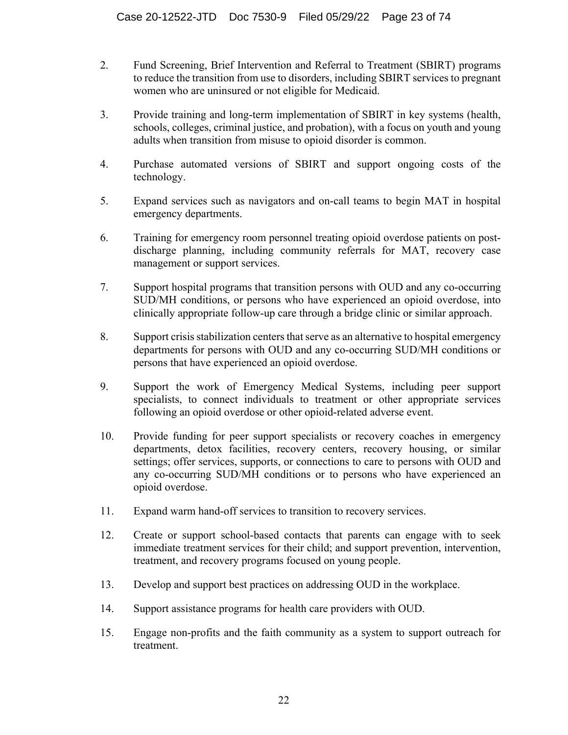2. Fund Screening, Brief Intervention and Referral to Treatment (SBIRT) programs to reduce the transition from use to disorders, including SBIRT services to pregnant women who are uninsured or not eligible for Medicaid.

3. Provide training and long-term implementation of SBIRT in key systems (health, schools, colleges, criminal justice, and probation), with a focus on youth and young adults when transition from misuse to opioid disorder is common.

4. Purchase automated versions of SBIRT and support ongoing costs of the technology.

5. Expand services such as navigators and on-call teams to begin MAT in hospital emergency departments.

6. Training for emergency room personnel treating opioid overdose patients on post-discharge planning, including community referrals for MAT, recovery case management or support services.

7. Support hospital programs that transition persons with OUD and any co-occurring SUD/MH conditions, or persons who have experienced an opioid overdose, into clinically appropriate follow-up care through a bridge clinic or similar approach.

8. Support crisis stabilization centers that serve as an alternative to hospital emergency departments for persons with OUD and any co-occurring SUD/MH conditions or persons that have experienced an opioid overdose.

9. Support the work of Emergency Medical Systems, including peer support specialists, to connect individuals to treatment or other appropriate services following an opioid overdose or other opioid-related adverse event.

10. Provide funding for peer support specialists or recovery coaches in emergency departments, detox facilities, recovery centers, recovery housing, or similar settings; offer services, supports, or connections to care to persons with OUD and any co-occurring SUD/MH conditions or to persons who have experienced an opioid overdose.

11. Expand warm hand-off services to transition to recovery services.

12. Create or support school-based contacts that parents can engage with to seek immediate treatment services for their child; and support prevention, intervention, treatment, and recovery programs focused on young people.

13. Develop and support best practices on addressing OUD in the workplace.

14. Support assistance programs for health care providers with OUD.

15. Engage non-profits and the faith community as a system to support outreach for treatment.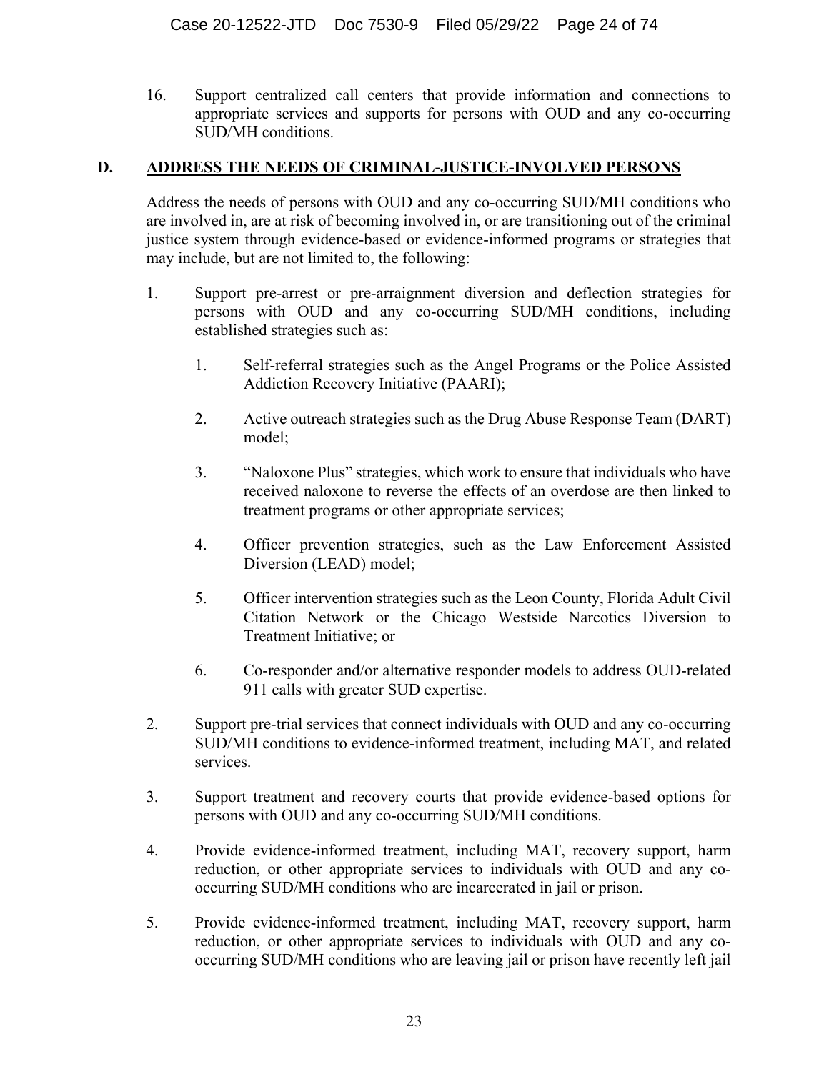16. Support centralized call centers that provide information and connections to appropriate services and supports for persons with OUD and any co-occurring SUD/MH conditions.

## D. ADDRESS THE NEEDS OF CRIMINAL-JUSTICE-INVOLVED PERSONS

Address the needs of persons with OUD and any co-occurring SUD/MH conditions who are involved in, are at risk of becoming involved in, or are transitioning out of the criminal justice system through evidence-based or evidence-informed programs or strategies that may include, but are not limited to, the following:

1. Support pre-arrest or pre-arraignment diversion and deflection strategies for persons with OUD and any co-occurring SUD/MH conditions, including established strategies such as:

    1. Self-referral strategies such as the Angel Programs or the Police Assisted Addiction Recovery Initiative (PAARI);

    2. Active outreach strategies such as the Drug Abuse Response Team (DART) model;

    3. "Naloxone Plus" strategies, which work to ensure that individuals who have received naloxone to reverse the effects of an overdose are then linked to treatment programs or other appropriate services;

    4. Officer prevention strategies, such as the Law Enforcement Assisted Diversion (LEAD) model;

    5. Officer intervention strategies such as the Leon County, Florida Adult Civil Citation Network or the Chicago Westside Narcotics Diversion to Treatment Initiative; or

    6. Co-responder and/or alternative responder models to address OUD-related 911 calls with greater SUD expertise.

2. Support pre-trial services that connect individuals with OUD and any co-occurring SUD/MH conditions to evidence-informed treatment, including MAT, and related services.

3. Support treatment and recovery courts that provide evidence-based options for persons with OUD and any co-occurring SUD/MH conditions.

4. Provide evidence-informed treatment, including MAT, recovery support, harm reduction, or other appropriate services to individuals with OUD and any co-occurring SUD/MH conditions who are incarcerated in jail or prison.

5. Provide evidence-informed treatment, including MAT, recovery support, harm reduction, or other appropriate services to individuals with OUD and any co-occurring SUD/MH conditions who are leaving jail or prison have recently left jail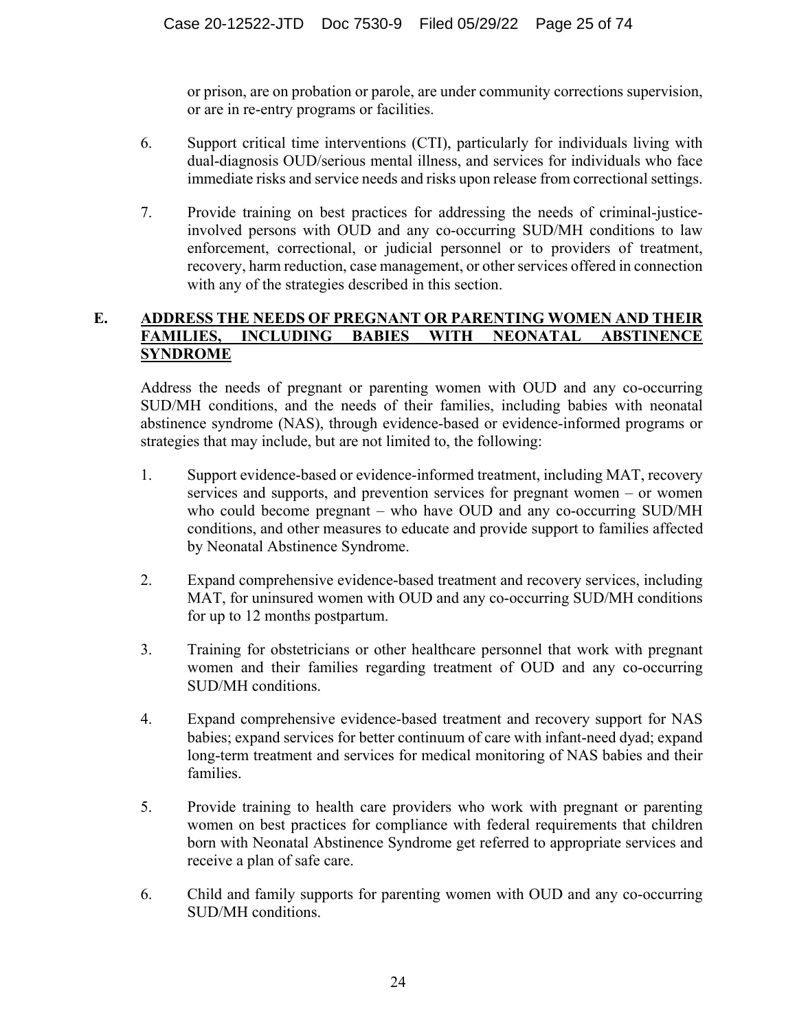or prison, are on probation or parole, are under community corrections supervision, or are in re-entry programs or facilities.

6. Support critical time interventions (CTI), particularly for individuals living with dual-diagnosis OUD/serious mental illness, and services for individuals who face immediate risks and service needs and risks upon release from correctional settings.

7. Provide training on best practices for addressing the needs of criminal-justice-involved persons with OUD and any co-occurring SUD/MH conditions to law enforcement, correctional, or judicial personnel or to providers of treatment, recovery, harm reduction, case management, or other services offered in connection with any of the strategies described in this section.

## E. <u>ADDRESS THE NEEDS OF PREGNANT OR PARENTING WOMEN AND THEIR FAMILIES, INCLUDING BABIES WITH NEONATAL ABSTINENCE SYNDROME</u>

Address the needs of pregnant or parenting women with OUD and any co-occurring SUD/MH conditions, and the needs of their families, including babies with neonatal abstinence syndrome (NAS), through evidence-based or evidence-informed programs or strategies that may include, but are not limited to, the following:

1. Support evidence-based or evidence-informed treatment, including MAT, recovery services and supports, and prevention services for pregnant women – or women who could become pregnant – who have OUD and any co-occurring SUD/MH conditions, and other measures to educate and provide support to families affected by Neonatal Abstinence Syndrome.

2. Expand comprehensive evidence-based treatment and recovery services, including MAT, for uninsured women with OUD and any co-occurring SUD/MH conditions for up to 12 months postpartum.

3. Training for obstetricians or other healthcare personnel that work with pregnant women and their families regarding treatment of OUD and any co-occurring SUD/MH conditions.

4. Expand comprehensive evidence-based treatment and recovery support for NAS babies; expand services for better continuum of care with infant-need dyad; expand long-term treatment and services for medical monitoring of NAS babies and their families.

5. Provide training to health care providers who work with pregnant or parenting women on best practices for compliance with federal requirements that children born with Neonatal Abstinence Syndrome get referred to appropriate services and receive a plan of safe care.

6. Child and family supports for parenting women with OUD and any co-occurring SUD/MH conditions.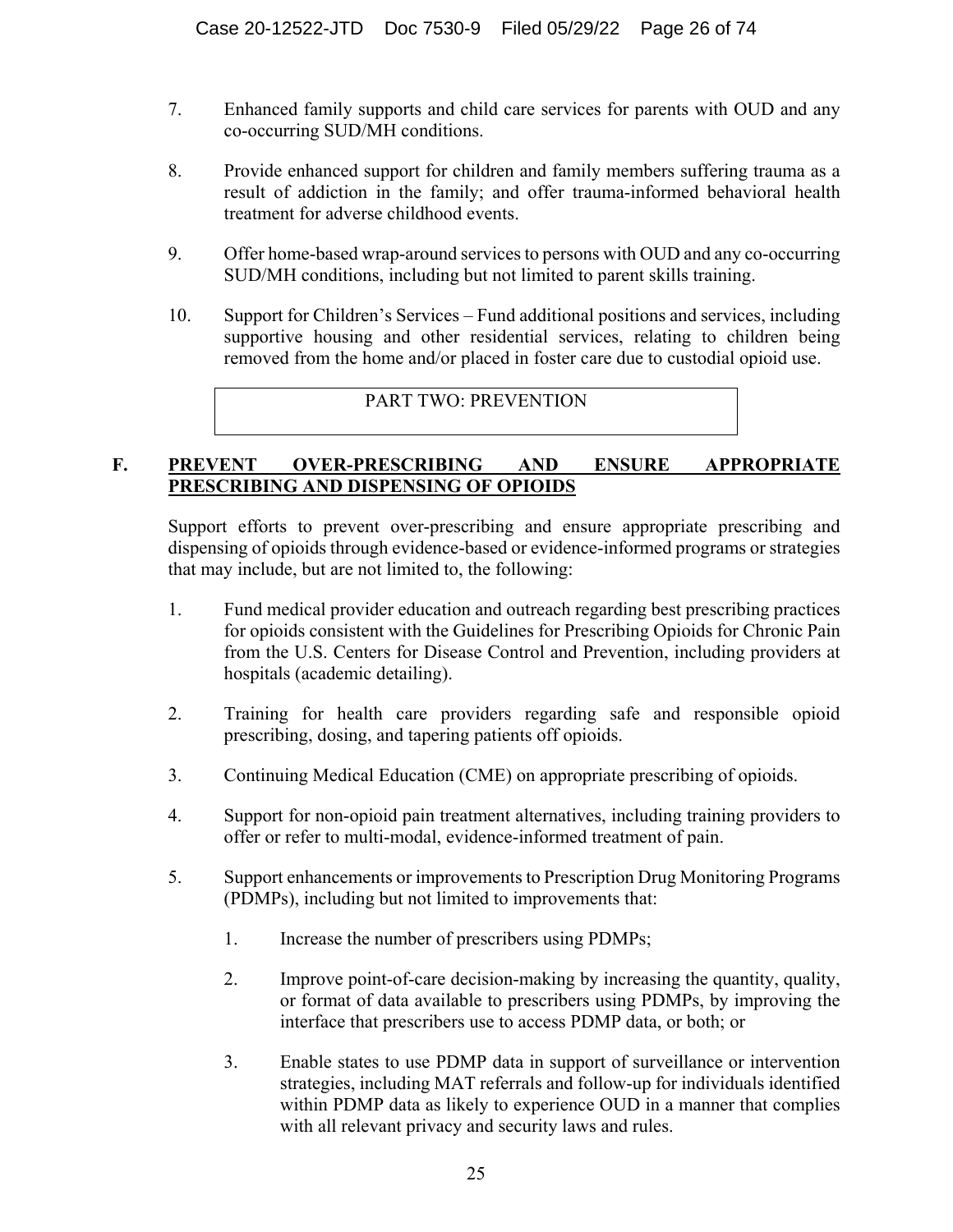7. Enhanced family supports and child care services for parents with OUD and any co-occurring SUD/MH conditions.

8. Provide enhanced support for children and family members suffering trauma as a result of addiction in the family; and offer trauma-informed behavioral health treatment for adverse childhood events.

9. Offer home-based wrap-around services to persons with OUD and any co-occurring SUD/MH conditions, including but not limited to parent skills training.

10. Support for Children's Services – Fund additional positions and services, including supportive housing and other residential services, relating to children being removed from the home and/or placed in foster care due to custodial opioid use.

## PART TWO: PREVENTION

### F. PREVENT OVER-PRESCRIBING AND ENSURE APPROPRIATE PRESCRIBING AND DISPENSING OF OPIOIDS

Support efforts to prevent over-prescribing and ensure appropriate prescribing and dispensing of opioids through evidence-based or evidence-informed programs or strategies that may include, but are not limited to, the following:

1. Fund medical provider education and outreach regarding best prescribing practices for opioids consistent with the Guidelines for Prescribing Opioids for Chronic Pain from the U.S. Centers for Disease Control and Prevention, including providers at hospitals (academic detailing).

2. Training for health care providers regarding safe and responsible opioid prescribing, dosing, and tapering patients off opioids.

3. Continuing Medical Education (CME) on appropriate prescribing of opioids.

4. Support for non-opioid pain treatment alternatives, including training providers to offer or refer to multi-modal, evidence-informed treatment of pain.

5. Support enhancements or improvements to Prescription Drug Monitoring Programs (PDMPs), including but not limited to improvements that:

    1. Increase the number of prescribers using PDMPs;

    2. Improve point-of-care decision-making by increasing the quantity, quality, or format of data available to prescribers using PDMPs, by improving the interface that prescribers use to access PDMP data, or both; or

    3. Enable states to use PDMP data in support of surveillance or intervention strategies, including MAT referrals and follow-up for individuals identified within PDMP data as likely to experience OUD in a manner that complies with all relevant privacy and security laws and rules.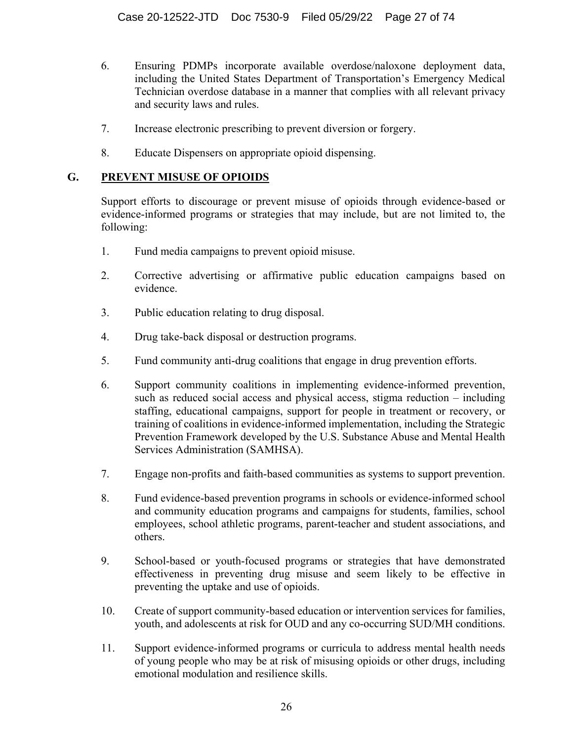6. Ensuring PDMPs incorporate available overdose/naloxone deployment data, including the United States Department of Transportation's Emergency Medical Technician overdose database in a manner that complies with all relevant privacy and security laws and rules.

7. Increase electronic prescribing to prevent diversion or forgery.

8. Educate Dispensers on appropriate opioid dispensing.

## G. PREVENT MISUSE OF OPIOIDS

Support efforts to discourage or prevent misuse of opioids through evidence-based or evidence-informed programs or strategies that may include, but are not limited to, the following:

1. Fund media campaigns to prevent opioid misuse.

2. Corrective advertising or affirmative public education campaigns based on evidence.

3. Public education relating to drug disposal.

4. Drug take-back disposal or destruction programs.

5. Fund community anti-drug coalitions that engage in drug prevention efforts.

6. Support community coalitions in implementing evidence-informed prevention, such as reduced social access and physical access, stigma reduction – including staffing, educational campaigns, support for people in treatment or recovery, or training of coalitions in evidence-informed implementation, including the Strategic Prevention Framework developed by the U.S. Substance Abuse and Mental Health Services Administration (SAMHSA).

7. Engage non-profits and faith-based communities as systems to support prevention.

8. Fund evidence-based prevention programs in schools or evidence-informed school and community education programs and campaigns for students, families, school employees, school athletic programs, parent-teacher and student associations, and others.

9. School-based or youth-focused programs or strategies that have demonstrated effectiveness in preventing drug misuse and seem likely to be effective in preventing the uptake and use of opioids.

10. Create of support community-based education or intervention services for families, youth, and adolescents at risk for OUD and any co-occurring SUD/MH conditions.

11. Support evidence-informed programs or curricula to address mental health needs of young people who may be at risk of misusing opioids or other drugs, including emotional modulation and resilience skills.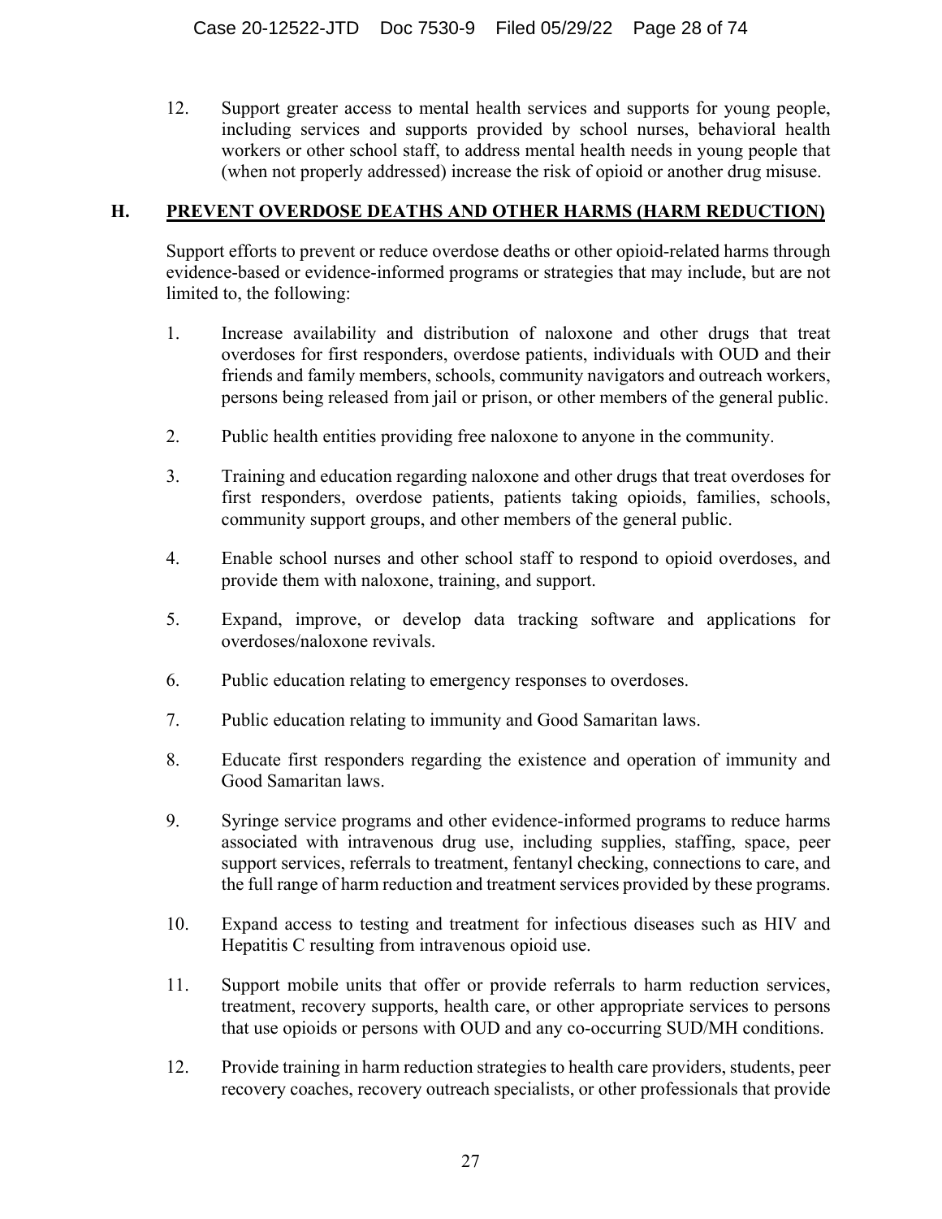12. Support greater access to mental health services and supports for young people, including services and supports provided by school nurses, behavioral health workers or other school staff, to address mental health needs in young people that (when not properly addressed) increase the risk of opioid or another drug misuse.

## H. PREVENT OVERDOSE DEATHS AND OTHER HARMS (HARM REDUCTION)

Support efforts to prevent or reduce overdose deaths or other opioid-related harms through evidence-based or evidence-informed programs or strategies that may include, but are not limited to, the following:

1. Increase availability and distribution of naloxone and other drugs that treat overdoses for first responders, overdose patients, individuals with OUD and their friends and family members, schools, community navigators and outreach workers, persons being released from jail or prison, or other members of the general public.

2. Public health entities providing free naloxone to anyone in the community.

3. Training and education regarding naloxone and other drugs that treat overdoses for first responders, overdose patients, patients taking opioids, families, schools, community support groups, and other members of the general public.

4. Enable school nurses and other school staff to respond to opioid overdoses, and provide them with naloxone, training, and support.

5. Expand, improve, or develop data tracking software and applications for overdoses/naloxone revivals.

6. Public education relating to emergency responses to overdoses.

7. Public education relating to immunity and Good Samaritan laws.

8. Educate first responders regarding the existence and operation of immunity and Good Samaritan laws.

9. Syringe service programs and other evidence-informed programs to reduce harms associated with intravenous drug use, including supplies, staffing, space, peer support services, referrals to treatment, fentanyl checking, connections to care, and the full range of harm reduction and treatment services provided by these programs.

10. Expand access to testing and treatment for infectious diseases such as HIV and Hepatitis C resulting from intravenous opioid use.

11. Support mobile units that offer or provide referrals to harm reduction services, treatment, recovery supports, health care, or other appropriate services to persons that use opioids or persons with OUD and any co-occurring SUD/MH conditions.

12. Provide training in harm reduction strategies to health care providers, students, peer recovery coaches, recovery outreach specialists, or other professionals that provide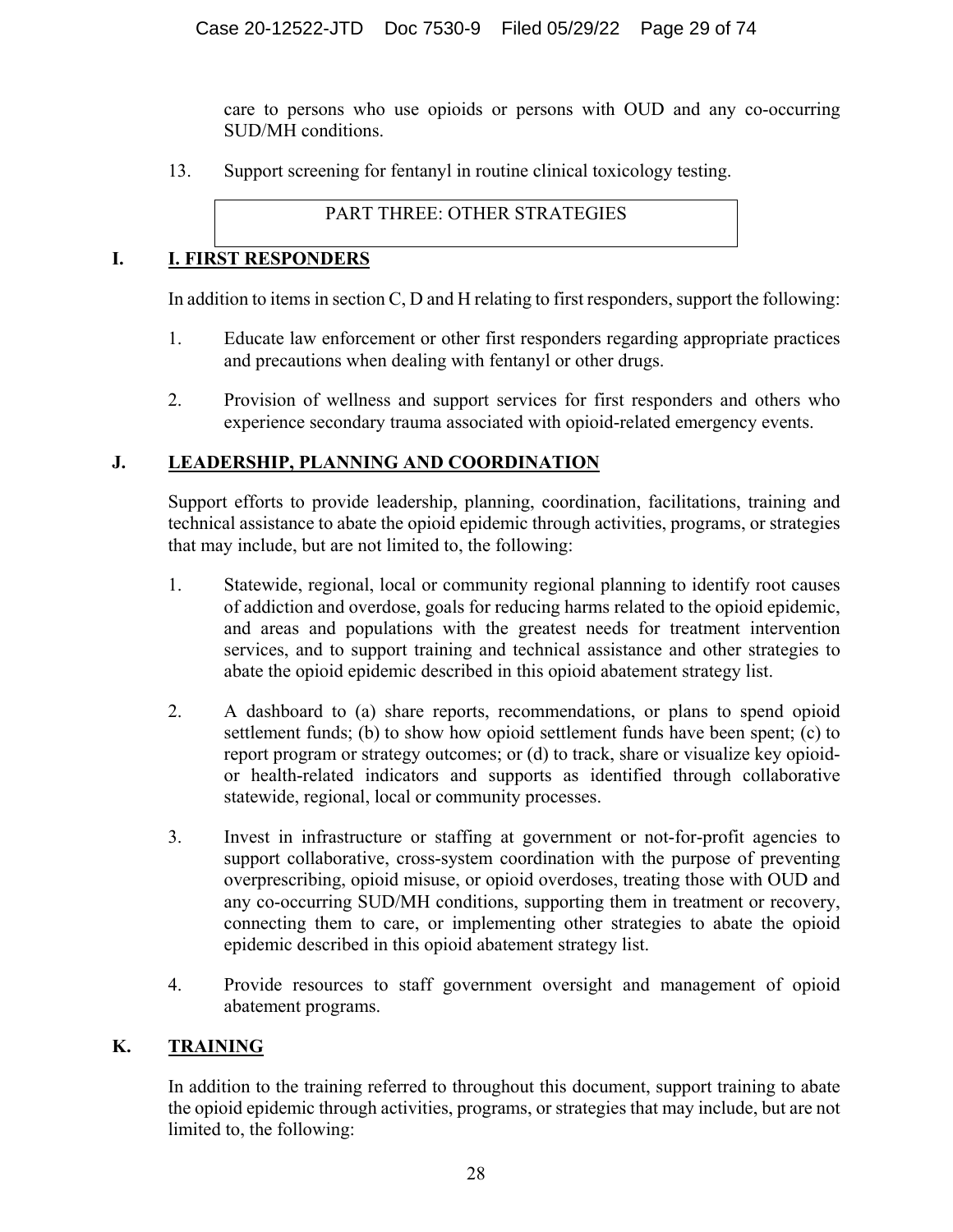care to persons who use opioids or persons with OUD and any co-occurring SUD/MH conditions.

13. Support screening for fentanyl in routine clinical toxicology testing.

## PART THREE: OTHER STRATEGIES

### I. I. FIRST RESPONDERS

In addition to items in section C, D and H relating to first responders, support the following:

1. Educate law enforcement or other first responders regarding appropriate practices and precautions when dealing with fentanyl or other drugs.

2. Provision of wellness and support services for first responders and others who experience secondary trauma associated with opioid-related emergency events.

### J. LEADERSHIP, PLANNING AND COORDINATION

Support efforts to provide leadership, planning, coordination, facilitations, training and technical assistance to abate the opioid epidemic through activities, programs, or strategies that may include, but are not limited to, the following:

1. Statewide, regional, local or community regional planning to identify root causes of addiction and overdose, goals for reducing harms related to the opioid epidemic, and areas and populations with the greatest needs for treatment intervention services, and to support training and technical assistance and other strategies to abate the opioid epidemic described in this opioid abatement strategy list.

2. A dashboard to (a) share reports, recommendations, or plans to spend opioid settlement funds; (b) to show how opioid settlement funds have been spent; (c) to report program or strategy outcomes; or (d) to track, share or visualize key opioid- or health-related indicators and supports as identified through collaborative statewide, regional, local or community processes.

3. Invest in infrastructure or staffing at government or not-for-profit agencies to support collaborative, cross-system coordination with the purpose of preventing overprescribing, opioid misuse, or opioid overdoses, treating those with OUD and any co-occurring SUD/MH conditions, supporting them in treatment or recovery, connecting them to care, or implementing other strategies to abate the opioid epidemic described in this opioid abatement strategy list.

4. Provide resources to staff government oversight and management of opioid abatement programs.

### K. TRAINING

In addition to the training referred to throughout this document, support training to abate the opioid epidemic through activities, programs, or strategies that may include, but are not limited to, the following: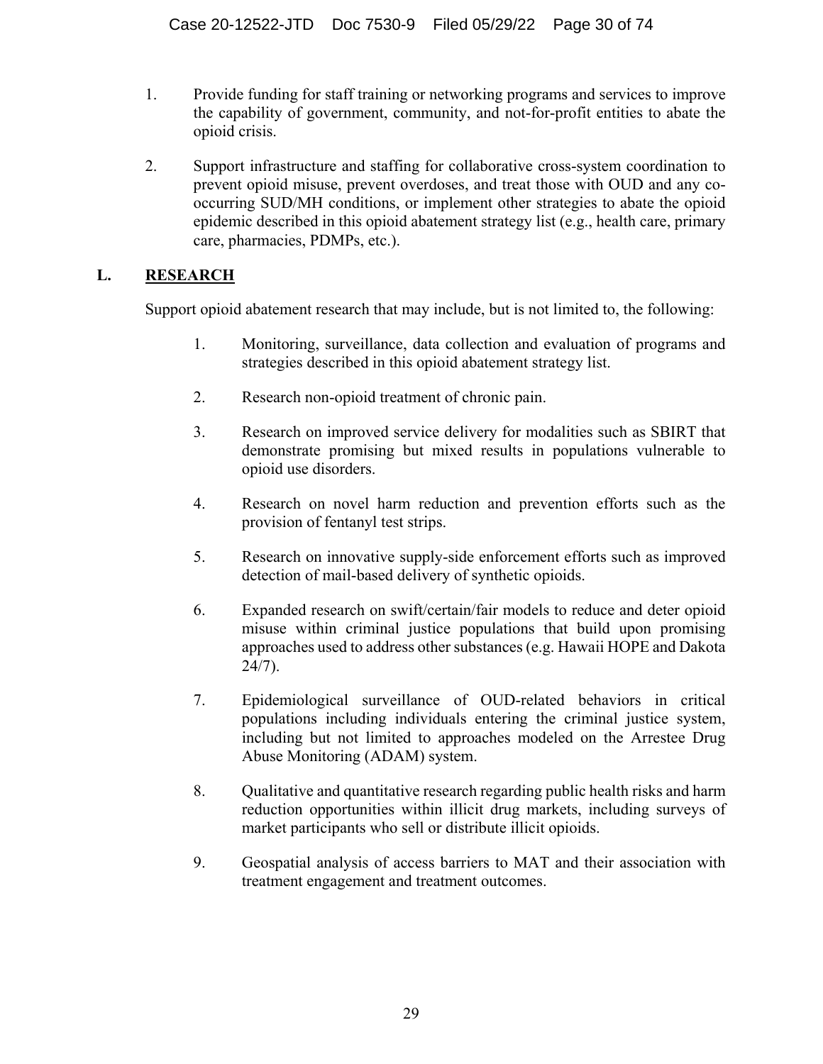1. Provide funding for staff training or networking programs and services to improve the capability of government, community, and not-for-profit entities to abate the opioid crisis.

2. Support infrastructure and staffing for collaborative cross-system coordination to prevent opioid misuse, prevent overdoses, and treat those with OUD and any co-occurring SUD/MH conditions, or implement other strategies to abate the opioid epidemic described in this opioid abatement strategy list (e.g., health care, primary care, pharmacies, PDMPs, etc.).

## L. RESEARCH

Support opioid abatement research that may include, but is not limited to, the following:

1. Monitoring, surveillance, data collection and evaluation of programs and strategies described in this opioid abatement strategy list.

2. Research non-opioid treatment of chronic pain.

3. Research on improved service delivery for modalities such as SBIRT that demonstrate promising but mixed results in populations vulnerable to opioid use disorders.

4. Research on novel harm reduction and prevention efforts such as the provision of fentanyl test strips.

5. Research on innovative supply-side enforcement efforts such as improved detection of mail-based delivery of synthetic opioids.

6. Expanded research on swift/certain/fair models to reduce and deter opioid misuse within criminal justice populations that build upon promising approaches used to address other substances (e.g. Hawaii HOPE and Dakota 24/7).

7. Epidemiological surveillance of OUD-related behaviors in critical populations including individuals entering the criminal justice system, including but not limited to approaches modeled on the Arrestee Drug Abuse Monitoring (ADAM) system.

8. Qualitative and quantitative research regarding public health risks and harm reduction opportunities within illicit drug markets, including surveys of market participants who sell or distribute illicit opioids.

9. Geospatial analysis of access barriers to MAT and their association with treatment engagement and treatment outcomes.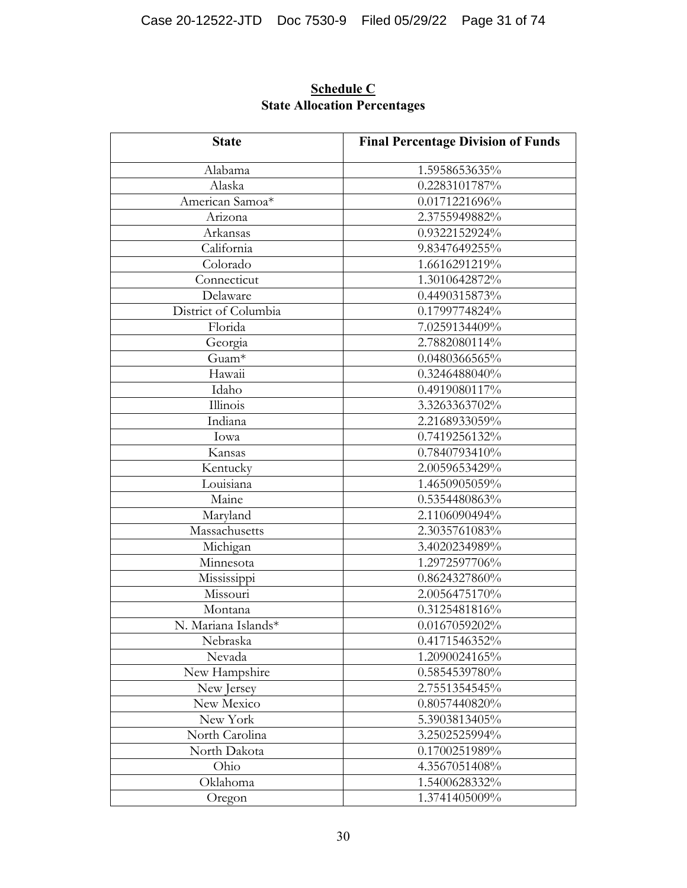**Schedule C**
**State Allocation Percentages**

| State | Final Percentage Division of Funds |
|---|---|
| Alabama | 1.5958653635% |
| Alaska | 0.2283101787% |
| American Samoa* | 0.0171221696% |
| Arizona | 2.3755949882% |
| Arkansas | 0.9322152924% |
| California | 9.8347649255% |
| Colorado | 1.6616291219% |
| Connecticut | 1.3010642872% |
| Delaware | 0.4490315873% |
| District of Columbia | 0.1799774824% |
| Florida | 7.0259134409% |
| Georgia | 2.7882080114% |
| Guam* | 0.0480366565% |
| Hawaii | 0.3246488040% |
| Idaho | 0.4919080117% |
| Illinois | 3.3263363702% |
| Indiana | 2.2168933059% |
| Iowa | 0.7419256132% |
| Kansas | 0.7840793410% |
| Kentucky | 2.0059653429% |
| Louisiana | 1.4650905059% |
| Maine | 0.5354480863% |
| Maryland | 2.1106090494% |
| Massachusetts | 2.3035761083% |
| Michigan | 3.4020234989% |
| Minnesota | 1.2972597706% |
| Mississippi | 0.8624327860% |
| Missouri | 2.0056475170% |
| Montana | 0.3125481816% |
| N. Mariana Islands* | 0.0167059202% |
| Nebraska | 0.4171546352% |
| Nevada | 1.2090024165% |
| New Hampshire | 0.5854539780% |
| New Jersey | 2.7551354545% |
| New Mexico | 0.8057440820% |
| New York | 5.3903813405% |
| North Carolina | 3.2502525994% |
| North Dakota | 0.1700251989% |
| Ohio | 4.3567051408% |
| Oklahoma | 1.5400628332% |
| Oregon | 1.3741405009% |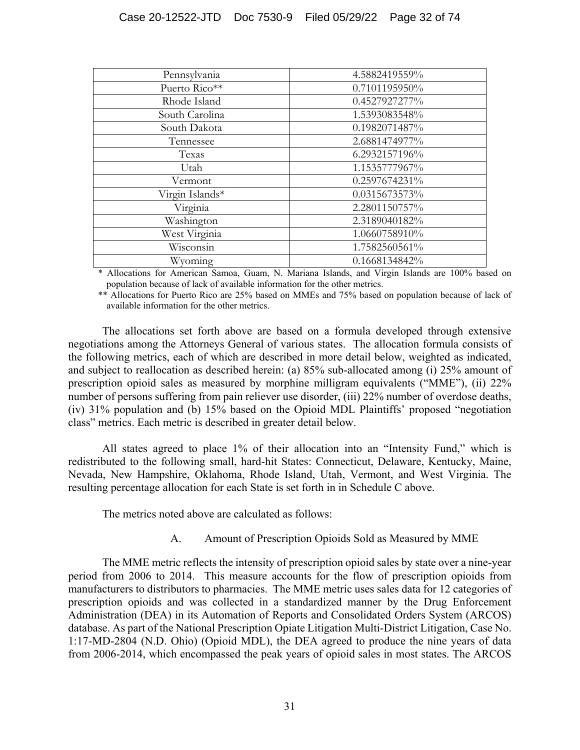| | |
|---|---|
| Pennsylvania | 4.5882419559% |
| Puerto Rico** | 0.7101195950% |
| Rhode Island | 0.4527927277% |
| South Carolina | 1.5393083548% |
| South Dakota | 0.1982071487% |
| Tennessee | 2.6881474977% |
| Texas | 6.2932157196% |
| Utah | 1.1535777967% |
| Vermont | 0.2597674231% |
| Virgin Islands* | 0.0315673573% |
| Virginia | 2.2801150757% |
| Washington | 2.3189040182% |
| West Virginia | 1.0660758910% |
| Wisconsin | 1.7582560561% |
| Wyoming | 0.1668134842% |

\* Allocations for American Samoa, Guam, N. Mariana Islands, and Virgin Islands are 100% based on population because of lack of available information for the other metrics.

** Allocations for Puerto Rico are 25% based on MMEs and 75% based on population because of lack of available information for the other metrics.

The allocations set forth above are based on a formula developed through extensive negotiations among the Attorneys General of various states. The allocation formula consists of the following metrics, each of which are described in more detail below, weighted as indicated, and subject to reallocation as described herein: (a) 85% sub-allocated among (i) 25% amount of prescription opioid sales as measured by morphine milligram equivalents ("MME"), (ii) 22% number of persons suffering from pain reliever use disorder, (iii) 22% number of overdose deaths, (iv) 31% population and (b) 15% based on the Opioid MDL Plaintiffs' proposed "negotiation class" metrics. Each metric is described in greater detail below.

All states agreed to place 1% of their allocation into an "Intensity Fund," which is redistributed to the following small, hard-hit States: Connecticut, Delaware, Kentucky, Maine, Nevada, New Hampshire, Oklahoma, Rhode Island, Utah, Vermont, and West Virginia. The resulting percentage allocation for each State is set forth in in Schedule C above.

The metrics noted above are calculated as follows:

A. Amount of Prescription Opioids Sold as Measured by MME

The MME metric reflects the intensity of prescription opioid sales by state over a nine-year period from 2006 to 2014. This measure accounts for the flow of prescription opioids from manufacturers to distributors to pharmacies. The MME metric uses sales data for 12 categories of prescription opioids and was collected in a standardized manner by the Drug Enforcement Administration (DEA) in its Automation of Reports and Consolidated Orders System (ARCOS) database. As part of the National Prescription Opiate Litigation Multi-District Litigation, Case No. 1:17-MD-2804 (N.D. Ohio) (Opioid MDL), the DEA agreed to produce the nine years of data from 2006-2014, which encompassed the peak years of opioid sales in most states. The ARCOS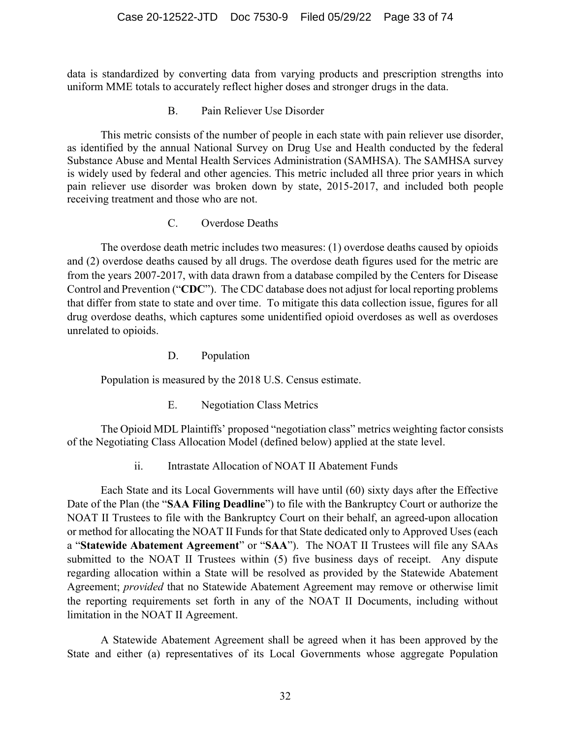data is standardized by converting data from varying products and prescription strengths into uniform MME totals to accurately reflect higher doses and stronger drugs in the data.

### B. Pain Reliever Use Disorder

This metric consists of the number of people in each state with pain reliever use disorder, as identified by the annual National Survey on Drug Use and Health conducted by the federal Substance Abuse and Mental Health Services Administration (SAMHSA). The SAMHSA survey is widely used by federal and other agencies. This metric included all three prior years in which pain reliever use disorder was broken down by state, 2015-2017, and included both people receiving treatment and those who are not.

### C. Overdose Deaths

The overdose death metric includes two measures: (1) overdose deaths caused by opioids and (2) overdose deaths caused by all drugs. The overdose death figures used for the metric are from the years 2007-2017, with data drawn from a database compiled by the Centers for Disease Control and Prevention ("**CDC**"). The CDC database does not adjust for local reporting problems that differ from state to state and over time. To mitigate this data collection issue, figures for all drug overdose deaths, which captures some unidentified opioid overdoses as well as overdoses unrelated to opioids.

### D. Population

Population is measured by the 2018 U.S. Census estimate.

### E. Negotiation Class Metrics

The Opioid MDL Plaintiffs' proposed "negotiation class" metrics weighting factor consists of the Negotiating Class Allocation Model (defined below) applied at the state level.

### ii. Intrastate Allocation of NOAT II Abatement Funds

Each State and its Local Governments will have until (60) sixty days after the Effective Date of the Plan (the "**SAA Filing Deadline**") to file with the Bankruptcy Court or authorize the NOAT II Trustees to file with the Bankruptcy Court on their behalf, an agreed-upon allocation or method for allocating the NOAT II Funds for that State dedicated only to Approved Uses (each a "**Statewide Abatement Agreement**" or "**SAA**"). The NOAT II Trustees will file any SAAs submitted to the NOAT II Trustees within (5) five business days of receipt. Any dispute regarding allocation within a State will be resolved as provided by the Statewide Abatement Agreement; *provided* that no Statewide Abatement Agreement may remove or otherwise limit the reporting requirements set forth in any of the NOAT II Documents, including without limitation in the NOAT II Agreement.

A Statewide Abatement Agreement shall be agreed when it has been approved by the State and either (a) representatives of its Local Governments whose aggregate Population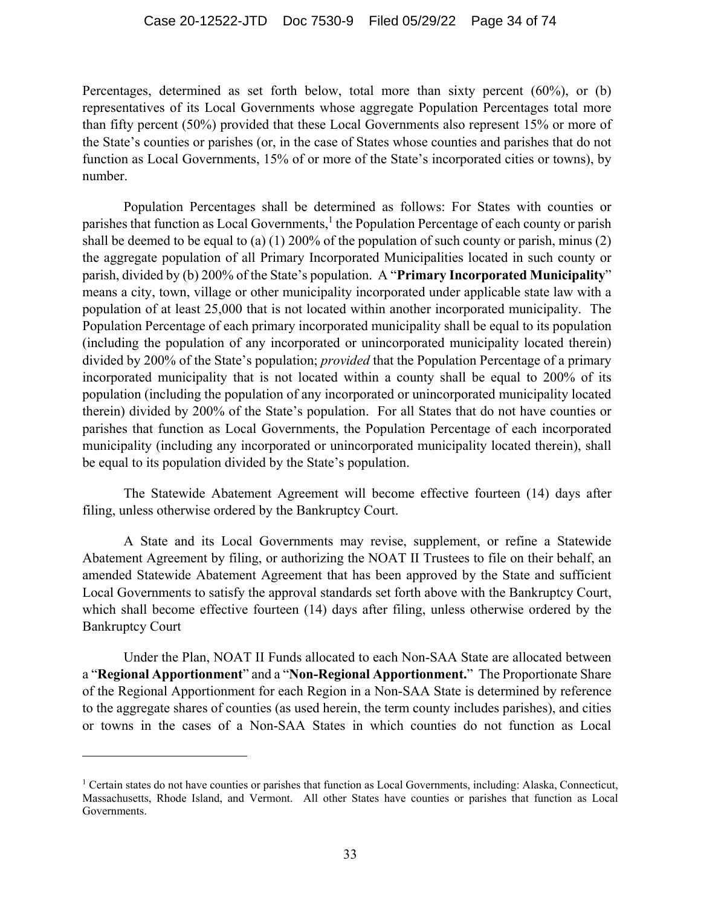Percentages, determined as set forth below, total more than sixty percent (60%), or (b) representatives of its Local Governments whose aggregate Population Percentages total more than fifty percent (50%) provided that these Local Governments also represent 15% or more of the State's counties or parishes (or, in the case of States whose counties and parishes that do not function as Local Governments, 15% of or more of the State's incorporated cities or towns), by number.

Population Percentages shall be determined as follows: For States with counties or parishes that function as Local Governments,[1] the Population Percentage of each county or parish shall be deemed to be equal to (a) (1) 200% of the population of such county or parish, minus (2) the aggregate population of all Primary Incorporated Municipalities located in such county or parish, divided by (b) 200% of the State's population. A "**Primary Incorporated Municipality**" means a city, town, village or other municipality incorporated under applicable state law with a population of at least 25,000 that is not located within another incorporated municipality. The Population Percentage of each primary incorporated municipality shall be equal to its population (including the population of any incorporated or unincorporated municipality located therein) divided by 200% of the State's population; *provided* that the Population Percentage of a primary incorporated municipality that is not located within a county shall be equal to 200% of its population (including the population of any incorporated or unincorporated municipality located therein) divided by 200% of the State's population. For all States that do not have counties or parishes that function as Local Governments, the Population Percentage of each incorporated municipality (including any incorporated or unincorporated municipality located therein), shall be equal to its population divided by the State's population.

The Statewide Abatement Agreement will become effective fourteen (14) days after filing, unless otherwise ordered by the Bankruptcy Court.

A State and its Local Governments may revise, supplement, or refine a Statewide Abatement Agreement by filing, or authorizing the NOAT II Trustees to file on their behalf, an amended Statewide Abatement Agreement that has been approved by the State and sufficient Local Governments to satisfy the approval standards set forth above with the Bankruptcy Court, which shall become effective fourteen (14) days after filing, unless otherwise ordered by the Bankruptcy Court

Under the Plan, NOAT II Funds allocated to each Non-SAA State are allocated between a "**Regional Apportionment**" and a "**Non-Regional Apportionment.**" The Proportionate Share of the Regional Apportionment for each Region in a Non-SAA State is determined by reference to the aggregate shares of counties (as used herein, the term county includes parishes), and cities or towns in the cases of a Non-SAA States in which counties do not function as Local

[1] Certain states do not have counties or parishes that function as Local Governments, including: Alaska, Connecticut, Massachusetts, Rhode Island, and Vermont. All other States have counties or parishes that function as Local Governments.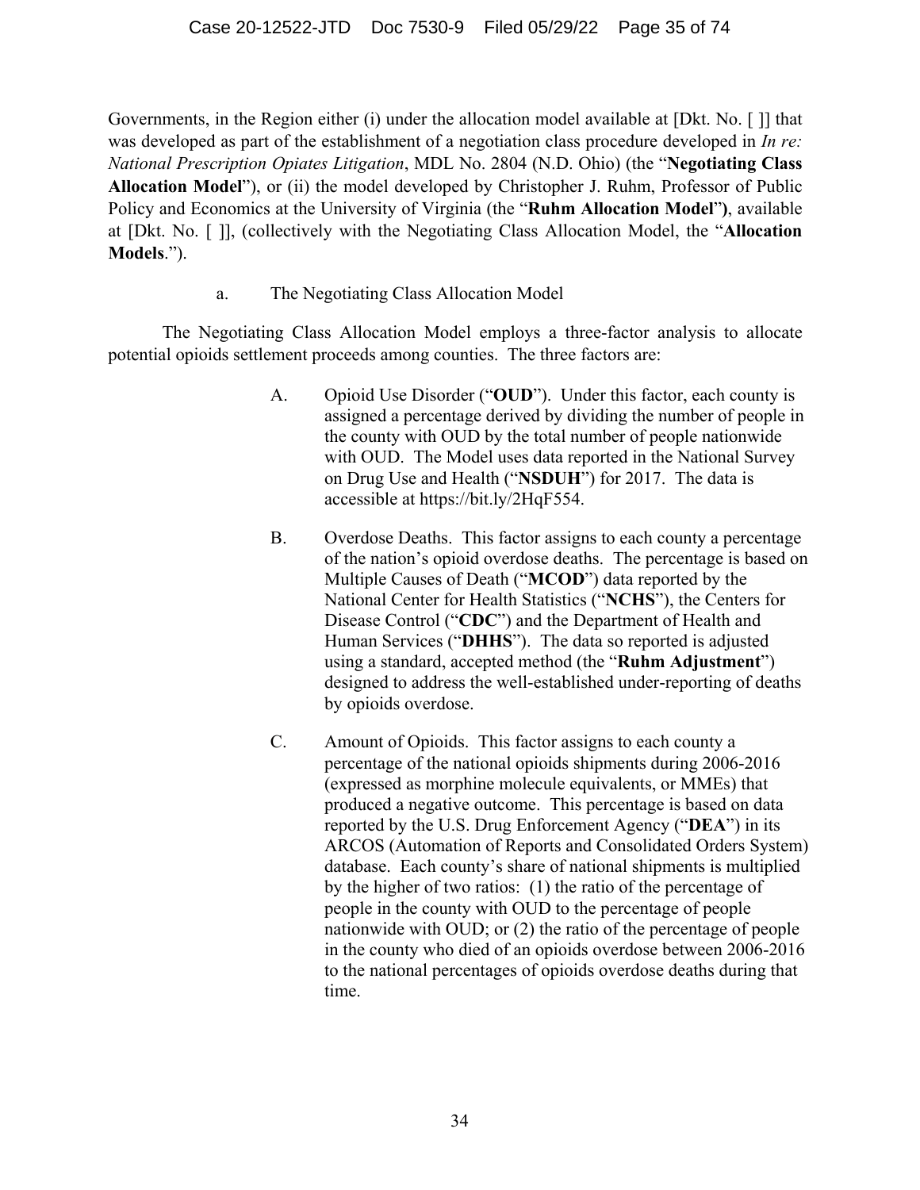Governments, in the Region either (i) under the allocation model available at [Dkt. No. [ ]] that was developed as part of the establishment of a negotiation class procedure developed in *In re: National Prescription Opiates Litigation*, MDL No. 2804 (N.D. Ohio) (the "**Negotiating Class Allocation Model**"), or (ii) the model developed by Christopher J. Ruhm, Professor of Public Policy and Economics at the University of Virginia (the "**Ruhm Allocation Model**"**)**, available at [Dkt. No. [ ]], (collectively with the Negotiating Class Allocation Model, the "**Allocation Models**.").

a. The Negotiating Class Allocation Model

The Negotiating Class Allocation Model employs a three-factor analysis to allocate potential opioids settlement proceeds among counties. The three factors are:

A. Opioid Use Disorder ("**OUD**"). Under this factor, each county is assigned a percentage derived by dividing the number of people in the county with OUD by the total number of people nationwide with OUD. The Model uses data reported in the National Survey on Drug Use and Health ("**NSDUH**") for 2017. The data is accessible at https://bit.ly/2HqF554.

B. Overdose Deaths. This factor assigns to each county a percentage of the nation's opioid overdose deaths. The percentage is based on Multiple Causes of Death ("**MCOD**") data reported by the National Center for Health Statistics ("**NCHS**"), the Centers for Disease Control ("**CDC**") and the Department of Health and Human Services ("**DHHS**"). The data so reported is adjusted using a standard, accepted method (the "**Ruhm Adjustment**") designed to address the well-established under-reporting of deaths by opioids overdose.

C. Amount of Opioids. This factor assigns to each county a percentage of the national opioids shipments during 2006-2016 (expressed as morphine molecule equivalents, or MMEs) that produced a negative outcome. This percentage is based on data reported by the U.S. Drug Enforcement Agency ("**DEA**") in its ARCOS (Automation of Reports and Consolidated Orders System) database. Each county's share of national shipments is multiplied by the higher of two ratios: (1) the ratio of the percentage of people in the county with OUD to the percentage of people nationwide with OUD; or (2) the ratio of the percentage of people in the county who died of an opioids overdose between 2006-2016 to the national percentages of opioids overdose deaths during that time.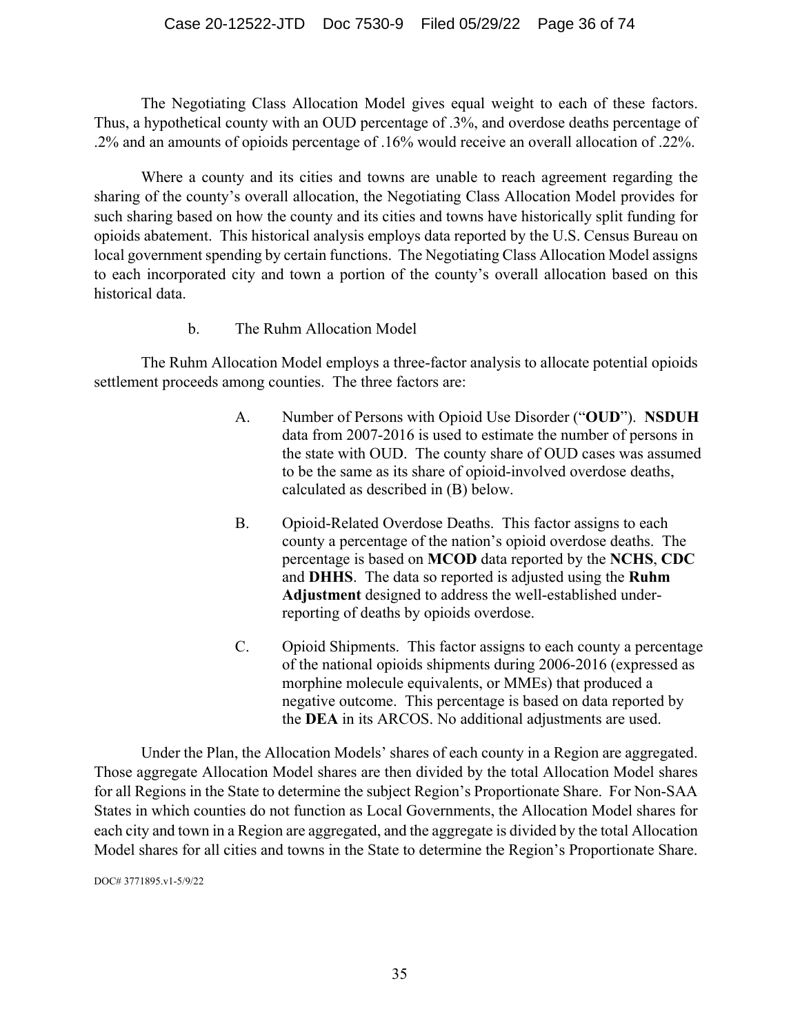The Negotiating Class Allocation Model gives equal weight to each of these factors. Thus, a hypothetical county with an OUD percentage of .3%, and overdose deaths percentage of .2% and an amounts of opioids percentage of .16% would receive an overall allocation of .22%.

Where a county and its cities and towns are unable to reach agreement regarding the sharing of the county's overall allocation, the Negotiating Class Allocation Model provides for such sharing based on how the county and its cities and towns have historically split funding for opioids abatement. This historical analysis employs data reported by the U.S. Census Bureau on local government spending by certain functions. The Negotiating Class Allocation Model assigns to each incorporated city and town a portion of the county's overall allocation based on this historical data.

b. The Ruhm Allocation Model

The Ruhm Allocation Model employs a three-factor analysis to allocate potential opioids settlement proceeds among counties. The three factors are:

A. Number of Persons with Opioid Use Disorder ("**OUD**"). **NSDUH** data from 2007-2016 is used to estimate the number of persons in the state with OUD. The county share of OUD cases was assumed to be the same as its share of opioid-involved overdose deaths, calculated as described in (B) below.

B. Opioid-Related Overdose Deaths. This factor assigns to each county a percentage of the nation's opioid overdose deaths. The percentage is based on **MCOD** data reported by the **NCHS**, **CDC** and **DHHS**. The data so reported is adjusted using the **Ruhm Adjustment** designed to address the well-established under-reporting of deaths by opioids overdose.

C. Opioid Shipments. This factor assigns to each county a percentage of the national opioids shipments during 2006-2016 (expressed as morphine molecule equivalents, or MMEs) that produced a negative outcome. This percentage is based on data reported by the **DEA** in its ARCOS. No additional adjustments are used.

Under the Plan, the Allocation Models' shares of each county in a Region are aggregated. Those aggregate Allocation Model shares are then divided by the total Allocation Model shares for all Regions in the State to determine the subject Region's Proportionate Share. For Non-SAA States in which counties do not function as Local Governments, the Allocation Model shares for each city and town in a Region are aggregated, and the aggregate is divided by the total Allocation Model shares for all cities and towns in the State to determine the Region's Proportionate Share.

DOC# 3771895.v1-5/9/22